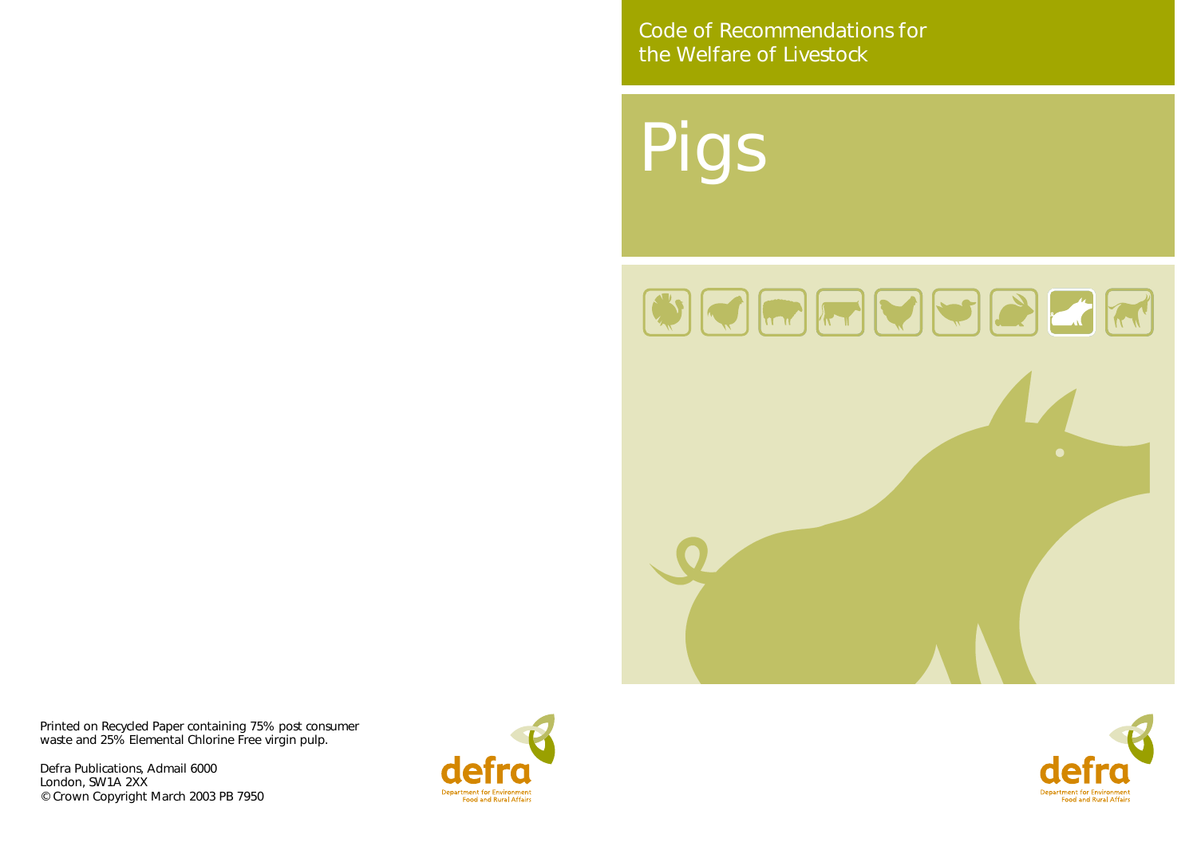Code of Recommendations for the Welfare of Livestock

# Pigs

Printed on Recycled Paper containing 75% post consumer waste and 25% Elemental Chlorine Free virgin pulp.

Defra Publications, Admail 6000
London, SW1A 2XX
© Crown Copyright March 2003 PB 7950

defra
Department for Environment Food and Rural Affairs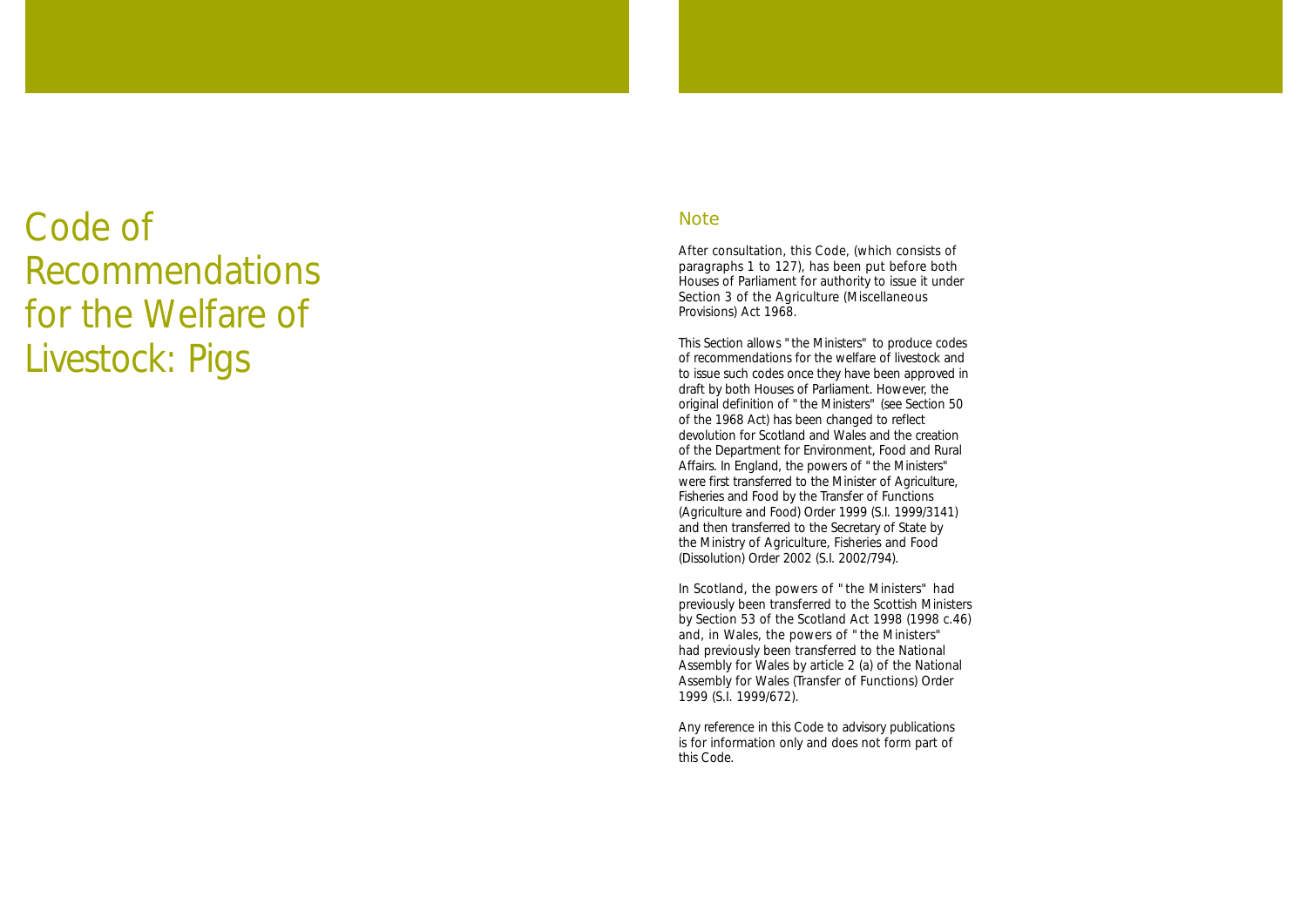# Code of Recommendations for the Welfare of Livestock: Pigs

## Note

After consultation, this Code, (which consists of paragraphs 1 to 127), has been put before both Houses of Parliament for authority to issue it under Section 3 of the Agriculture (Miscellaneous Provisions) Act 1968.

This Section allows "the Ministers" to produce codes of recommendations for the welfare of livestock and to issue such codes once they have been approved in draft by both Houses of Parliament. However, the original definition of "the Ministers" (see Section 50 of the 1968 Act) has been changed to reflect devolution for Scotland and Wales and the creation of the Department for Environment, Food and Rural Affairs. In England, the powers of "the Ministers" were first transferred to the Minister of Agriculture, Fisheries and Food by the Transfer of Functions (Agriculture and Food) Order 1999 (S.I. 1999/3141) and then transferred to the Secretary of State by the Ministry of Agriculture, Fisheries and Food (Dissolution) Order 2002 (S.I. 2002/794).

In Scotland, the powers of "the Ministers" had previously been transferred to the Scottish Ministers by Section 53 of the Scotland Act 1998 (1998 c.46) and, in Wales, the powers of "the Ministers" had previously been transferred to the National Assembly for Wales by article 2 (a) of the National Assembly for Wales (Transfer of Functions) Order 1999 (S.I. 1999/672).

Any reference in this Code to advisory publications is for information only and does not form part of this Code.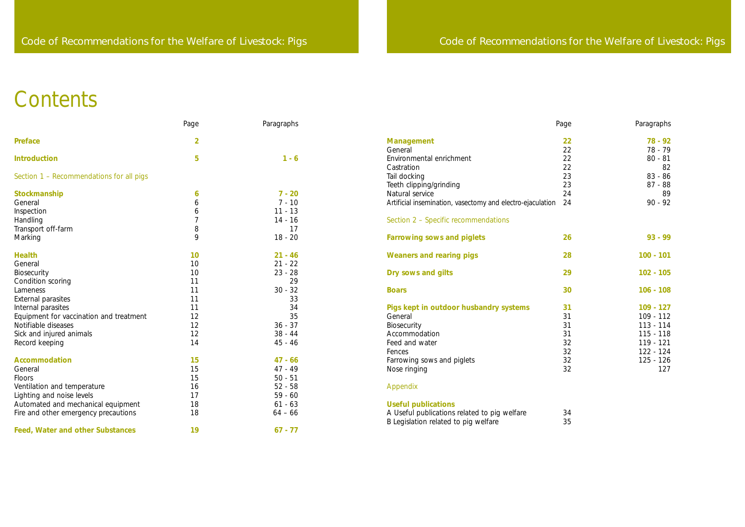# Contents

| | Page | Paragraphs |
|---|---|---|
| **Preface** | **2** | |
| **Introduction** | **5** | **1 - 6** |
| Section 1 – Recommendations for all pigs | | |
| **Stockmanship** | **6** | **7 - 20** |
| General | 6 | 7 - 10 |
| Inspection | 6 | 11 - 13 |
| Handling | 7 | 14 - 16 |
| Transport off-farm | 8 | 17 |
| Marking | 9 | 18 - 20 |
| **Health** | **10** | **21 - 46** |
| General | 10 | 21 - 22 |
| Biosecurity | 10 | 23 - 28 |
| Condition scoring | 11 | 29 |
| Lameness | 11 | 30 - 32 |
| External parasites | 11 | 33 |
| Internal parasites | 11 | 34 |
| Equipment for vaccination and treatment | 12 | 35 |
| Notifiable diseases | 12 | 36 - 37 |
| Sick and injured animals | 12 | 38 - 44 |
| Record keeping | 14 | 45 - 46 |
| **Accommodation** | **15** | **47 - 66** |
| General | 15 | 47 - 49 |
| Floors | 15 | 50 - 51 |
| Ventilation and temperature | 16 | 52 - 58 |
| Lighting and noise levels | 17 | 59 - 60 |
| Automated and mechanical equipment | 18 | 61 - 63 |
| Fire and other emergency precautions | 18 | 64 – 66 |
| **Feed, Water and other Substances** | **19** | **67 - 77** |
| **Management** | **22** | **78 - 92** |
| General | 22 | 78 - 79 |
| Environmental enrichment | 22 | 80 - 81 |
| Castration | 22 | 82 |
| Tail docking | 23 | 83 - 86 |
| Teeth clipping/grinding | 23 | 87 - 88 |
| Natural service | 24 | 89 |
| Artificial insemination, vasectomy and electro-ejaculation | 24 | 90 - 92 |
| Section 2 – Specific recommendations | | |
| **Farrowing sows and piglets** | **26** | **93 - 99** |
| **Weaners and rearing pigs** | **28** | **100 - 101** |
| **Dry sows and gilts** | **29** | **102 - 105** |
| **Boars** | **30** | **106 - 108** |
| **Pigs kept in outdoor husbandry systems** | **31** | **109 - 127** |
| General | 31 | 109 - 112 |
| Biosecurity | 31 | 113 - 114 |
| Accommodation | 31 | 115 - 118 |
| Feed and water | 32 | 119 - 121 |
| Fences | 32 | 122 - 124 |
| Farrowing sows and piglets | 32 | 125 - 126 |
| Nose ringing | 32 | 127 |
| Appendix | | |
| **Useful publications** | | |
| A Useful publications related to pig welfare | 34 | |
| B Legislation related to pig welfare | 35 | |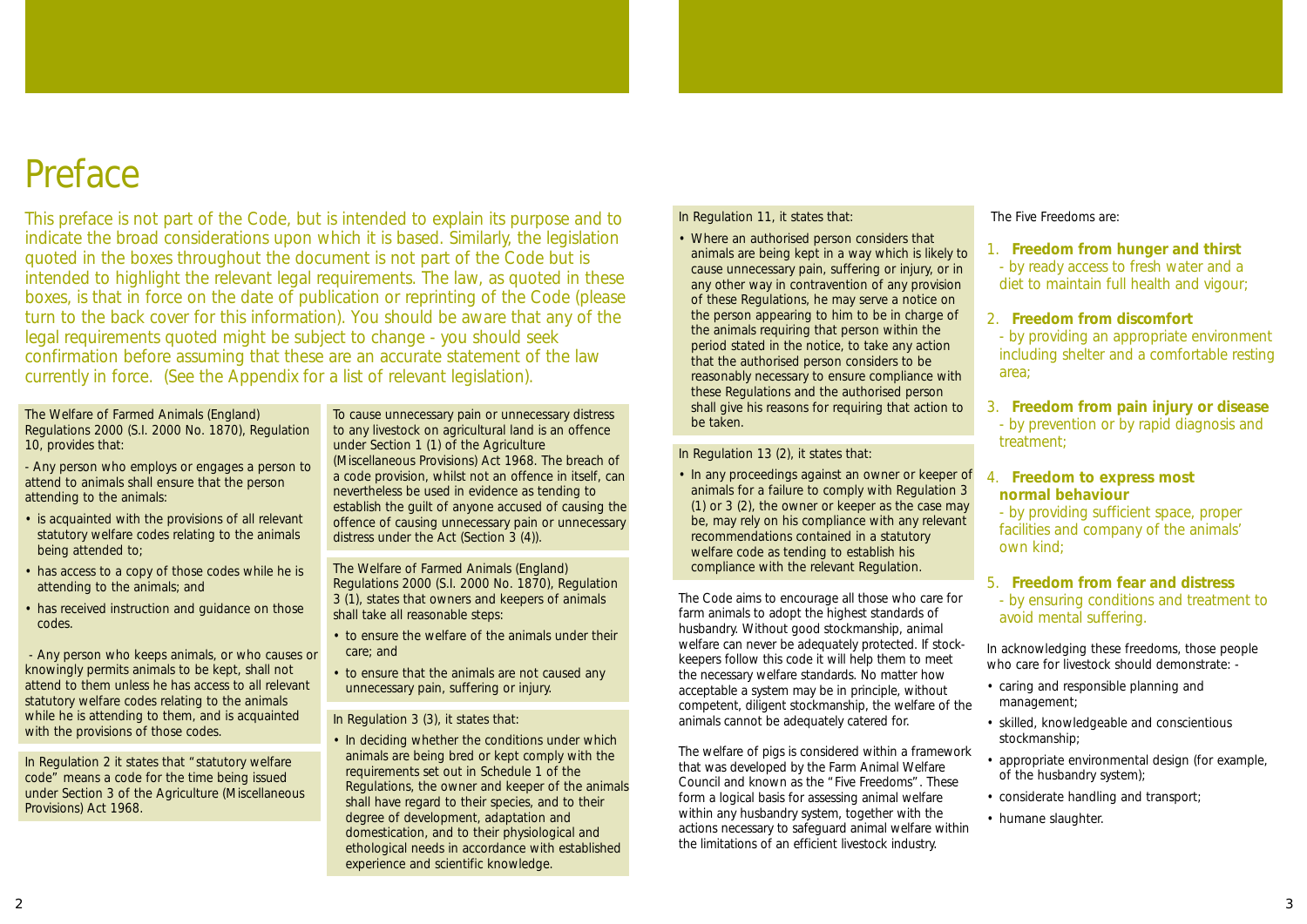# Preface

This preface is not part of the Code, but is intended to explain its purpose and to indicate the broad considerations upon which it is based. Similarly, the legislation quoted in the boxes throughout the document is not part of the Code but is intended to highlight the relevant legal requirements. The law, as quoted in these boxes, is that in force on the date of publication or reprinting of the Code (please turn to the back cover for this information). You should be aware that any of the legal requirements quoted might be subject to change - you should seek confirmation before assuming that these are an accurate statement of the law currently in force. (See the Appendix for a list of relevant legislation).

The Welfare of Farmed Animals (England) Regulations 2000 (S.I. 2000 No. 1870), Regulation 10, provides that:

- Any person who employs or engages a person to attend to animals shall ensure that the person attending to the animals:

- is acquainted with the provisions of all relevant statutory welfare codes relating to the animals being attended to;
- has access to a copy of those codes while he is attending to the animals; and
- has received instruction and guidance on those codes.

- Any person who keeps animals, or who causes or knowingly permits animals to be kept, shall not attend to them unless he has access to all relevant statutory welfare codes relating to the animals while he is attending to them, and is acquainted with the provisions of those codes.

In Regulation 2 it states that "statutory welfare code" means a code for the time being issued under Section 3 of the Agriculture (Miscellaneous Provisions) Act 1968.

To cause unnecessary pain or unnecessary distress to any livestock on agricultural land is an offence under Section 1 (1) of the Agriculture (Miscellaneous Provisions) Act 1968. The breach of a code provision, whilst not an offence in itself, can nevertheless be used in evidence as tending to establish the guilt of anyone accused of causing the offence of causing unnecessary pain or unnecessary distress under the Act (Section 3 (4)).

The Welfare of Farmed Animals (England) Regulations 2000 (S.I. 2000 No. 1870), Regulation 3 (1), states that owners and keepers of animals shall take all reasonable steps:

- to ensure the welfare of the animals under their care; and
- to ensure that the animals are not caused any unnecessary pain, suffering or injury.

In Regulation 3 (3), it states that:

- In deciding whether the conditions under which animals are being bred or kept comply with the requirements set out in Schedule 1 of the Regulations, the owner and keeper of the animals shall have regard to their species, and to their degree of development, adaptation and domestication, and to their physiological and ethological needs in accordance with established experience and scientific knowledge.

In Regulation 11, it states that:

- Where an authorised person considers that animals are being kept in a way which is likely to cause unnecessary pain, suffering or injury, or in any other way in contravention of any provision of these Regulations, he may serve a notice on the person appearing to him to be in charge of the animals requiring that person within the period stated in the notice, to take any action that the authorised person considers to be reasonably necessary to ensure compliance with these Regulations and the authorised person shall give his reasons for requiring that action to be taken.

In Regulation 13 (2), it states that:

- In any proceedings against an owner or keeper of animals for a failure to comply with Regulation 3 (1) or 3 (2), the owner or keeper as the case may be, may rely on his compliance with any relevant recommendations contained in a statutory welfare code as tending to establish his compliance with the relevant Regulation.

The Code aims to encourage all those who care for farm animals to adopt the highest standards of husbandry. Without good stockmanship, animal welfare can never be adequately protected. If stock-keepers follow this code it will help them to meet the necessary welfare standards. No matter how acceptable a system may be in principle, without competent, diligent stockmanship, the welfare of the animals cannot be adequately catered for.

The welfare of pigs is considered within a framework that was developed by the Farm Animal Welfare Council and known as the "Five Freedoms". These form a logical basis for assessing animal welfare within any husbandry system, together with the actions necessary to safeguard animal welfare within the limitations of an efficient livestock industry.

The Five Freedoms are:

1. **Freedom from hunger and thirst**
   - by ready access to fresh water and a diet to maintain full health and vigour;
2. **Freedom from discomfort**
   - by providing an appropriate environment including shelter and a comfortable resting area;
3. **Freedom from pain injury or disease**
   - by prevention or by rapid diagnosis and treatment;
4. **Freedom to express most normal behaviour**
   - by providing sufficient space, proper facilities and company of the animals' own kind;
5. **Freedom from fear and distress**
   - by ensuring conditions and treatment to avoid mental suffering.

In acknowledging these freedoms, those people who care for livestock should demonstrate: -

- caring and responsible planning and management;
- skilled, knowledgeable and conscientious stockmanship;
- appropriate environmental design (for example, of the husbandry system);
- considerate handling and transport;
- humane slaughter.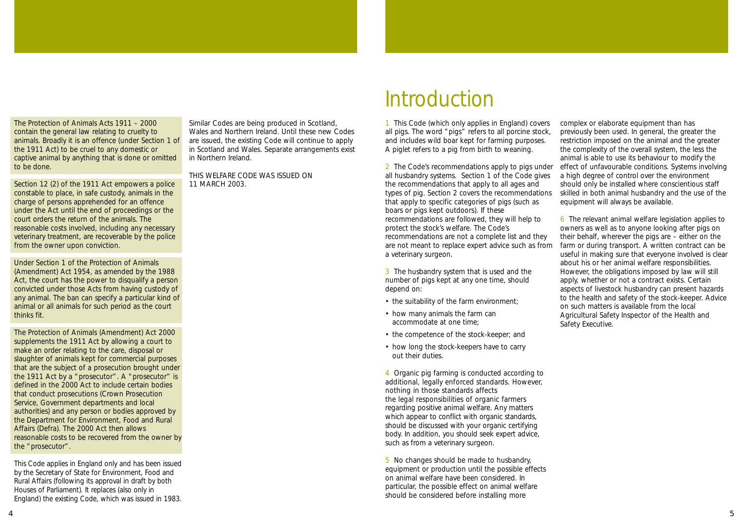The Protection of Animals Acts 1911 – 2000 contain the general law relating to cruelty to animals. Broadly it is an offence (under Section 1 of the 1911 Act) to be cruel to any domestic or captive animal by anything that is done or omitted to be done.

Section 12 (2) of the 1911 Act empowers a police constable to place, in safe custody, animals in the charge of persons apprehended for an offence under the Act until the end of proceedings or the court orders the return of the animals. The reasonable costs involved, including any necessary veterinary treatment, are recoverable by the police from the owner upon conviction.

Under Section 1 of the Protection of Animals (Amendment) Act 1954, as amended by the 1988 Act, the court has the power to disqualify a person convicted under those Acts from having custody of any animal. The ban can specify a particular kind of animal or all animals for such period as the court thinks fit.

The Protection of Animals (Amendment) Act 2000 supplements the 1911 Act by allowing a court to make an order relating to the care, disposal or slaughter of animals kept for commercial purposes that are the subject of a prosecution brought under the 1911 Act by a "prosecutor". A "prosecutor" is defined in the 2000 Act to include certain bodies that conduct prosecutions (Crown Prosecution Service, Government departments and local authorities) and any person or bodies approved by the Department for Environment, Food and Rural Affairs (Defra). The 2000 Act then allows reasonable costs to be recovered from the owner by the "prosecutor".

This Code applies in England only and has been issued by the Secretary of State for Environment, Food and Rural Affairs (following its approval in draft by both Houses of Parliament). It replaces (also only in England) the existing Code, which was issued in 1983.

Similar Codes are being produced in Scotland, Wales and Northern Ireland. Until these new Codes are issued, the existing Code will continue to apply in Scotland and Wales. Separate arrangements exist in Northern Ireland.

THIS WELFARE CODE WAS ISSUED ON 11 MARCH 2003.

# Introduction

1 This Code (which only applies in England) covers all pigs. The word "pigs" refers to all porcine stock, and includes wild boar kept for farming purposes. A piglet refers to a pig from birth to weaning.

2 The Code's recommendations apply to pigs under all husbandry systems. Section 1 of the Code gives the recommendations that apply to all ages and types of pig. Section 2 covers the recommendations that apply to specific categories of pigs (such as boars or pigs kept outdoors). If these recommendations are followed, they will help to protect the stock's welfare. The Code's recommendations are not a complete list and they are not meant to replace expert advice such as from a veterinary surgeon.

3 The husbandry system that is used and the number of pigs kept at any one time, should depend on:

- the suitability of the farm environment;
- how many animals the farm can accommodate at one time;
- the competence of the stock-keeper; and
- how long the stock-keepers have to carry out their duties.

4 Organic pig farming is conducted according to additional, legally enforced standards. However, nothing in those standards affects the legal responsibilities of organic farmers regarding positive animal welfare. Any matters which appear to conflict with organic standards, should be discussed with your organic certifying body. In addition, you should seek expert advice, such as from a veterinary surgeon.

5 No changes should be made to husbandry, equipment or production until the possible effects on animal welfare have been considered. In particular, the possible effect on animal welfare should be considered before installing more complex or elaborate equipment than has previously been used. In general, the greater the restriction imposed on the animal and the greater the complexity of the overall system, the less the animal is able to use its behaviour to modify the effect of unfavourable conditions. Systems involving a high degree of control over the environment should only be installed where conscientious staff skilled in both animal husbandry and the use of the equipment will always be available.

6 The relevant animal welfare legislation applies to owners as well as to anyone looking after pigs on their behalf, wherever the pigs are – either on the farm or during transport. A written contract can be useful in making sure that everyone involved is clear about his or her animal welfare responsibilities. However, the obligations imposed by law will still apply, whether or not a contract exists. Certain aspects of livestock husbandry can present hazards to the health and safety of the stock-keeper. Advice on such matters is available from the local Agricultural Safety Inspector of the Health and Safety Executive.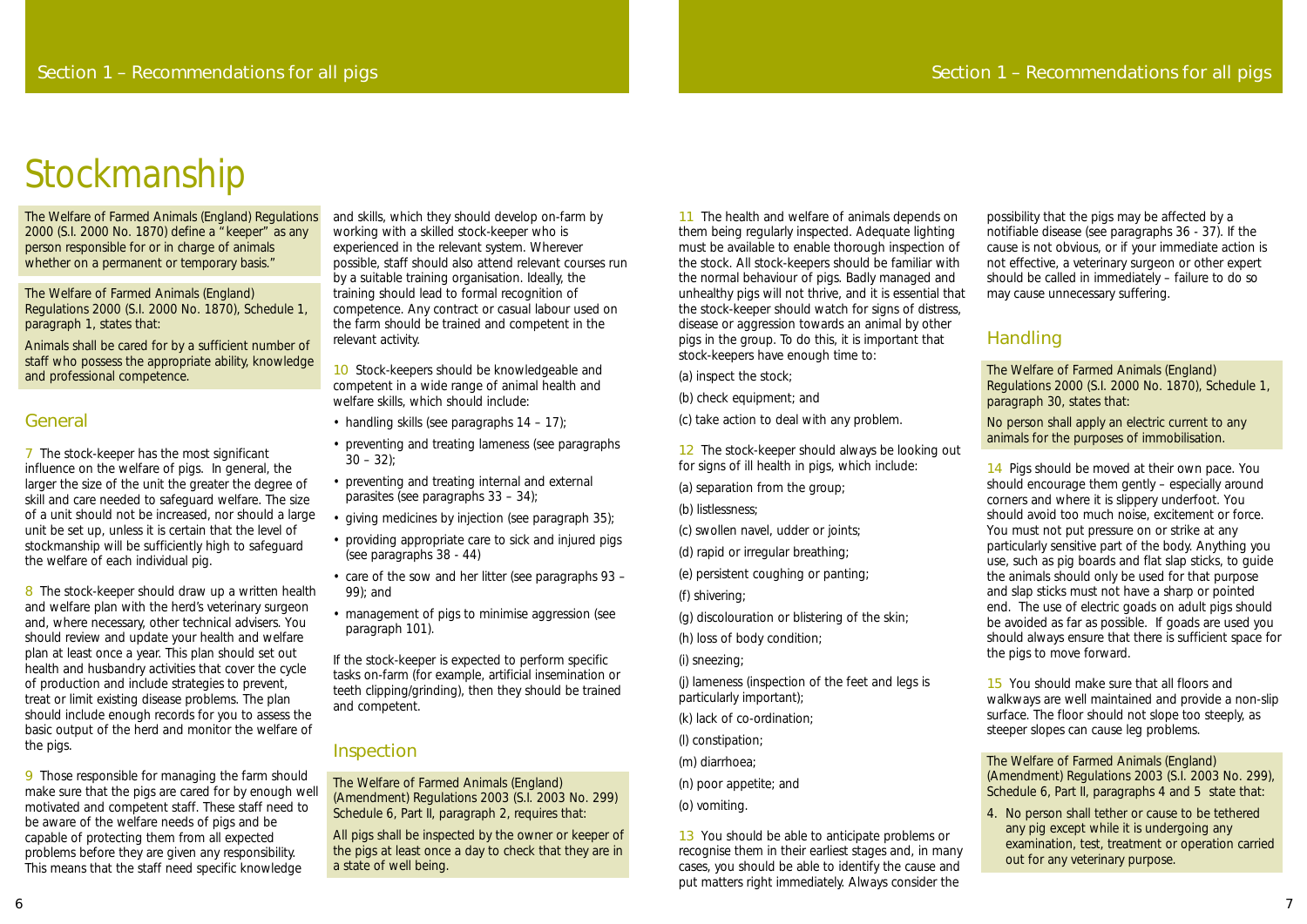# Stockmanship

The Welfare of Farmed Animals (England) Regulations 2000 (S.I. 2000 No. 1870) define a "keeper" as any person responsible for or in charge of animals whether on a permanent or temporary basis."

The Welfare of Farmed Animals (England) Regulations 2000 (S.I. 2000 No. 1870), Schedule 1, paragraph 1, states that:

Animals shall be cared for by a sufficient number of staff who possess the appropriate ability, knowledge and professional competence.

## General

7 The stock-keeper has the most significant influence on the welfare of pigs. In general, the larger the size of the unit the greater the degree of skill and care needed to safeguard welfare. The size of a unit should not be increased, nor should a large unit be set up, unless it is certain that the level of stockmanship will be sufficiently high to safeguard the welfare of each individual pig.

8 The stock-keeper should draw up a written health and welfare plan with the herd's veterinary surgeon and, where necessary, other technical advisers. You should review and update your health and welfare plan at least once a year. This plan should set out health and husbandry activities that cover the cycle of production and include strategies to prevent, treat or limit existing disease problems. The plan should include enough records for you to assess the basic output of the herd and monitor the welfare of the pigs.

9 Those responsible for managing the farm should make sure that the pigs are cared for by enough well motivated and competent staff. These staff need to be aware of the welfare needs of pigs and be capable of protecting them from all expected problems before they are given any responsibility. This means that the staff need specific knowledge and skills, which they should develop on-farm by working with a skilled stock-keeper who is experienced in the relevant system. Wherever possible, staff should also attend relevant courses run by a suitable training organisation. Ideally, the training should lead to formal recognition of competence. Any contract or casual labour used on the farm should be trained and competent in the relevant activity.

10 Stock-keepers should be knowledgeable and competent in a wide range of animal health and welfare skills, which should include:

- handling skills (see paragraphs 14 – 17);
- preventing and treating lameness (see paragraphs 30 – 32);
- preventing and treating internal and external parasites (see paragraphs 33 – 34);
- giving medicines by injection (see paragraph 35);
- providing appropriate care to sick and injured pigs (see paragraphs 38 - 44)
- care of the sow and her litter (see paragraphs 93 – 99); and
- management of pigs to minimise aggression (see paragraph 101).

If the stock-keeper is expected to perform specific tasks on-farm (for example, artificial insemination or teeth clipping/grinding), then they should be trained and competent.

## Inspection

The Welfare of Farmed Animals (England) (Amendment) Regulations 2003 (S.I. 2003 No. 299) Schedule 6, Part II, paragraph 2, requires that:

All pigs shall be inspected by the owner or keeper of the pigs at least once a day to check that they are in a state of well being.

11 The health and welfare of animals depends on them being regularly inspected. Adequate lighting must be available to enable thorough inspection of the stock. All stock-keepers should be familiar with the normal behaviour of pigs. Badly managed and unhealthy pigs will not thrive, and it is essential that the stock-keeper should watch for signs of distress, disease or aggression towards an animal by other pigs in the group. To do this, it is important that stock-keepers have enough time to:

(a) inspect the stock;

(b) check equipment; and

(c) take action to deal with any problem.

12 The stock-keeper should always be looking out for signs of ill health in pigs, which include:

(a) separation from the group;

(b) listlessness;

(c) swollen navel, udder or joints;

(d) rapid or irregular breathing;

(e) persistent coughing or panting;

(f) shivering;

(g) discolouration or blistering of the skin;

(h) loss of body condition;

(i) sneezing;

(j) lameness (inspection of the feet and legs is particularly important);

(k) lack of co-ordination;

(l) constipation;

(m) diarrhoea;

(n) poor appetite; and

(o) vomiting.

13 You should be able to anticipate problems or recognise them in their earliest stages and, in many cases, you should be able to identify the cause and put matters right immediately. Always consider the possibility that the pigs may be affected by a notifiable disease (see paragraphs 36 - 37). If the cause is not obvious, or if your immediate action is not effective, a veterinary surgeon or other expert should be called in immediately – failure to do so may cause unnecessary suffering.

## Handling

The Welfare of Farmed Animals (England) Regulations 2000 (S.I. 2000 No. 1870), Schedule 1, paragraph 30, states that:

No person shall apply an electric current to any animals for the purposes of immobilisation.

14 Pigs should be moved at their own pace. You should encourage them gently – especially around corners and where it is slippery underfoot. You should avoid too much noise, excitement or force. You must not put pressure on or strike at any particularly sensitive part of the body. Anything you use, such as pig boards and flat slap sticks, to guide the animals should only be used for that purpose and slap sticks must not have a sharp or pointed end. The use of electric goads on adult pigs should be avoided as far as possible. If goads are used you should always ensure that there is sufficient space for the pigs to move forward.

15 You should make sure that all floors and walkways are well maintained and provide a non-slip surface. The floor should not slope too steeply, as steeper slopes can cause leg problems.

The Welfare of Farmed Animals (England) (Amendment) Regulations 2003 (S.I. 2003 No. 299), Schedule 6, Part II, paragraphs 4 and 5 state that:

4. No person shall tether or cause to be tethered any pig except while it is undergoing any examination, test, treatment or operation carried out for any veterinary purpose.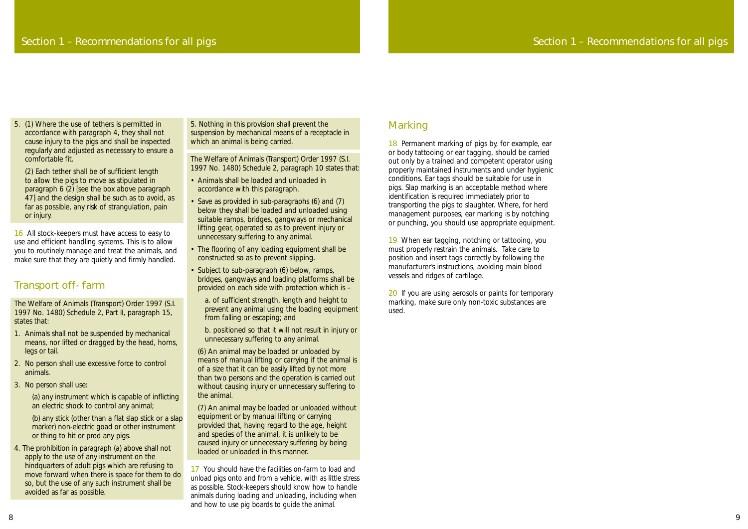5. (1) Where the use of tethers is permitted in accordance with paragraph 4, they shall not cause injury to the pigs and shall be inspected regularly and adjusted as necessary to ensure a comfortable fit.

   (2) Each tether shall be of sufficient length to allow the pigs to move as stipulated in paragraph 6 (2) [see the box above paragraph 47] and the design shall be such as to avoid, as far as possible, any risk of strangulation, pain or injury.

16 All stock-keepers must have access to easy to use and efficient handling systems. This is to allow you to routinely manage and treat the animals, and make sure that they are quietly and firmly handled.

## Transport off- farm

The Welfare of Animals (Transport) Order 1997 (S.I. 1997 No. 1480) Schedule 2, Part II, paragraph 15, states that:

1. Animals shall not be suspended by mechanical means, nor lifted or dragged by the head, horns, legs or tail.
2. No person shall use excessive force to control animals.
3. No person shall use:

   (a) any instrument which is capable of inflicting an electric shock to control any animal;

   (b) any stick (other than a flat slap stick or a slap marker) non-electric goad or other instrument or thing to hit or prod any pigs.
4. The prohibition in paragraph (a) above shall not apply to the use of any instrument on the hindquarters of adult pigs which are refusing to move forward when there is space for them to do so, but the use of any such instrument shall be avoided as far as possible.
5. Nothing in this provision shall prevent the suspension by mechanical means of a receptacle in which an animal is being carried.

The Welfare of Animals (Transport) Order 1997 (S.I. 1997 No. 1480) Schedule 2, paragraph 10 states that:

- Animals shall be loaded and unloaded in accordance with this paragraph.
- Save as provided in sub-paragraphs (6) and (7) below they shall be loaded and unloaded using suitable ramps, bridges, gangways or mechanical lifting gear, operated so as to prevent injury or unnecessary suffering to any animal.
- The flooring of any loading equipment shall be constructed so as to prevent slipping.
- Subject to sub-paragraph (6) below, ramps, bridges, gangways and loading platforms shall be provided on each side with protection which is –

  a. of sufficient strength, length and height to prevent any animal using the loading equipment from falling or escaping; and

  b. positioned so that it will not result in injury or unnecessary suffering to any animal.

(6) An animal may be loaded or unloaded by means of manual lifting or carrying if the animal is of a size that it can be easily lifted by not more than two persons and the operation is carried out without causing injury or unnecessary suffering to the animal.

(7) An animal may be loaded or unloaded without equipment or by manual lifting or carrying provided that, having regard to the age, height and species of the animal, it is unlikely to be caused injury or unnecessary suffering by being loaded or unloaded in this manner.

17 You should have the facilities on-farm to load and unload pigs onto and from a vehicle, with as little stress as possible. Stock-keepers should know how to handle animals during loading and unloading, including when and how to use pig boards to guide the animal.

## Marking

18 Permanent marking of pigs by, for example, ear or body tattooing or ear tagging, should be carried out only by a trained and competent operator using properly maintained instruments and under hygienic conditions. Ear tags should be suitable for use in pigs. Slap marking is an acceptable method where identification is required immediately prior to transporting the pigs to slaughter. Where, for herd management purposes, ear marking is by notching or punching, you should use appropriate equipment.

19 When ear tagging, notching or tattooing, you must properly restrain the animals. Take care to position and insert tags correctly by following the manufacturer's instructions, avoiding main blood vessels and ridges of cartilage.

20 If you are using aerosols or paints for temporary marking, make sure only non-toxic substances are used.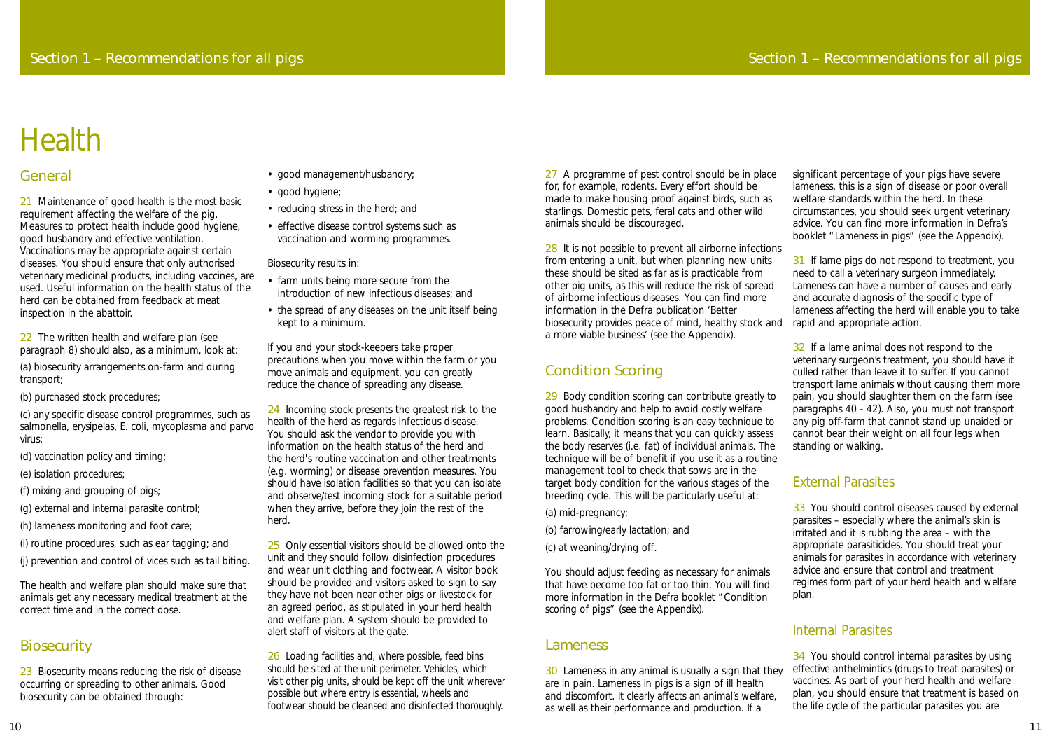# Health

## General

21 Maintenance of good health is the most basic requirement affecting the welfare of the pig. Measures to protect health include good hygiene, good husbandry and effective ventilation. Vaccinations may be appropriate against certain diseases. You should ensure that only authorised veterinary medicinal products, including vaccines, are used. Useful information on the health status of the herd can be obtained from feedback at meat inspection in the abattoir.

22 The written health and welfare plan (see paragraph 8) should also, as a minimum, look at:

(a) biosecurity arrangements on-farm and during transport;

(b) purchased stock procedures;

(c) any specific disease control programmes, such as salmonella, erysipelas, E. coli, mycoplasma and parvo virus;

(d) vaccination policy and timing;

(e) isolation procedures;

(f) mixing and grouping of pigs;

(g) external and internal parasite control;

(h) lameness monitoring and foot care;

(i) routine procedures, such as ear tagging; and

(j) prevention and control of vices such as tail biting.

The health and welfare plan should make sure that animals get any necessary medical treatment at the correct time and in the correct dose.

## Biosecurity

23 Biosecurity means reducing the risk of disease occurring or spreading to other animals. Good biosecurity can be obtained through:

- good management/husbandry;
- good hygiene;
- reducing stress in the herd; and
- effective disease control systems such as vaccination and worming programmes.

Biosecurity results in:

- farm units being more secure from the introduction of new infectious diseases; and
- the spread of any diseases on the unit itself being kept to a minimum.

If you and your stock-keepers take proper precautions when you move within the farm or you move animals and equipment, you can greatly reduce the chance of spreading any disease.

24 Incoming stock presents the greatest risk to the health of the herd as regards infectious disease. You should ask the vendor to provide you with information on the health status of the herd and the herd's routine vaccination and other treatments (e.g. worming) or disease prevention measures. You should have isolation facilities so that you can isolate and observe/test incoming stock for a suitable period when they arrive, before they join the rest of the herd.

25 Only essential visitors should be allowed onto the unit and they should follow disinfection procedures and wear unit clothing and footwear. A visitor book should be provided and visitors asked to sign to say they have not been near other pigs or livestock for an agreed period, as stipulated in your herd health and welfare plan. A system should be provided to alert staff of visitors at the gate.

26 Loading facilities and, where possible, feed bins should be sited at the unit perimeter. Vehicles, which visit other pig units, should be kept off the unit wherever possible but where entry is essential, wheels and footwear should be cleansed and disinfected thoroughly.

27 A programme of pest control should be in place for, for example, rodents. Every effort should be made to make housing proof against birds, such as starlings. Domestic pets, feral cats and other wild animals should be discouraged.

28 It is not possible to prevent all airborne infections from entering a unit, but when planning new units these should be sited as far as is practicable from other pig units, as this will reduce the risk of spread of airborne infectious diseases. You can find more information in the Defra publication 'Better biosecurity provides peace of mind, healthy stock and a more viable business' (see the Appendix).

## Condition Scoring

29 Body condition scoring can contribute greatly to good husbandry and help to avoid costly welfare problems. Condition scoring is an easy technique to learn. Basically, it means that you can quickly assess the body reserves (i.e. fat) of individual animals. The technique will be of benefit if you use it as a routine management tool to check that sows are in the target body condition for the various stages of the breeding cycle. This will be particularly useful at:

(a) mid-pregnancy;

(b) farrowing/early lactation; and

(c) at weaning/drying off.

You should adjust feeding as necessary for animals that have become too fat or too thin. You will find more information in the Defra booklet "Condition scoring of pigs" (see the Appendix).

## Lameness

30 Lameness in any animal is usually a sign that they are in pain. Lameness in pigs is a sign of ill health and discomfort. It clearly affects an animal's welfare, as well as their performance and production. If a significant percentage of your pigs have severe lameness, this is a sign of disease or poor overall welfare standards within the herd. In these circumstances, you should seek urgent veterinary advice. You can find more information in Defra's booklet "Lameness in pigs" (see the Appendix).

31 If lame pigs do not respond to treatment, you need to call a veterinary surgeon immediately. Lameness can have a number of causes and early and accurate diagnosis of the specific type of lameness affecting the herd will enable you to take rapid and appropriate action.

32 If a lame animal does not respond to the veterinary surgeon's treatment, you should have it culled rather than leave it to suffer. If you cannot transport lame animals without causing them more pain, you should slaughter them on the farm (see paragraphs 40 - 42). Also, you must not transport any pig off-farm that cannot stand up unaided or cannot bear their weight on all four legs when standing or walking.

## External Parasites

33 You should control diseases caused by external parasites – especially where the animal's skin is irritated and it is rubbing the area – with the appropriate parasiticides. You should treat your animals for parasites in accordance with veterinary advice and ensure that control and treatment regimes form part of your herd health and welfare plan.

## Internal Parasites

34 You should control internal parasites by using effective anthelmintics (drugs to treat parasites) or vaccines. As part of your herd health and welfare plan, you should ensure that treatment is based on the life cycle of the particular parasites you are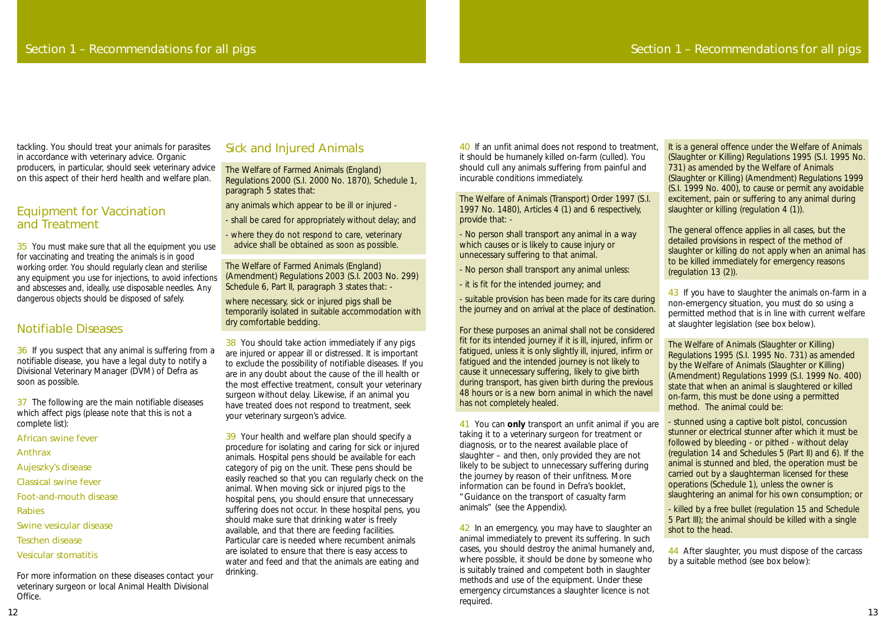tackling. You should treat your animals for parasites in accordance with veterinary advice. Organic producers, in particular, should seek veterinary advice on this aspect of their herd health and welfare plan.

## Equipment for Vaccination and Treatment

35 You must make sure that all the equipment you use for vaccinating and treating the animals is in good working order. You should regularly clean and sterilise any equipment you use for injections, to avoid infections and abscesses and, ideally, use disposable needles. Any dangerous objects should be disposed of safely.

## Notifiable Diseases

36 If you suspect that any animal is suffering from a notifiable disease, you have a legal duty to notify a Divisional Veterinary Manager (DVM) of Defra as soon as possible.

37 The following are the main notifiable diseases which affect pigs (please note that this is not a complete list):

- African swine fever
- Anthrax
- Aujeszky's disease
- Classical swine fever
- Foot-and-mouth disease
- Rabies
- Swine vesicular disease
- Teschen disease
- Vesicular stomatitis

For more information on these diseases contact your veterinary surgeon or local Animal Health Divisional Office.

## Sick and Injured Animals

The Welfare of Farmed Animals (England) Regulations 2000 (S.I. 2000 No. 1870), Schedule 1, paragraph 5 states that:

any animals which appear to be ill or injured -

- shall be cared for appropriately without delay; and
- where they do not respond to care, veterinary advice shall be obtained as soon as possible.

The Welfare of Farmed Animals (England) (Amendment) Regulations 2003 (S.I. 2003 No. 299) Schedule 6, Part II, paragraph 3 states that: -

where necessary, sick or injured pigs shall be temporarily isolated in suitable accommodation with dry comfortable bedding.

38 You should take action immediately if any pigs are injured or appear ill or distressed. It is important to exclude the possibility of notifiable diseases. If you are in any doubt about the cause of the ill health or the most effective treatment, consult your veterinary surgeon without delay. Likewise, if an animal you have treated does not respond to treatment, seek your veterinary surgeon's advice.

39 Your health and welfare plan should specify a procedure for isolating and caring for sick or injured animals. Hospital pens should be available for each category of pig on the unit. These pens should be easily reached so that you can regularly check on the animal. When moving sick or injured pigs to the hospital pens, you should ensure that unnecessary suffering does not occur. In these hospital pens, you should make sure that drinking water is freely available, and that there are feeding facilities. Particular care is needed where recumbent animals are isolated to ensure that there is easy access to water and feed and that the animals are eating and drinking.

40 If an unfit animal does not respond to treatment, it should be humanely killed on-farm (culled). You should cull any animals suffering from painful and incurable conditions immediately.

The Welfare of Animals (Transport) Order 1997 (S.I. 1997 No. 1480), Articles 4 (1) and 6 respectively, provide that: -

- No person shall transport any animal in a way which causes or is likely to cause injury or unnecessary suffering to that animal.
- No person shall transport any animal unless:
- it is fit for the intended journey; and
- suitable provision has been made for its care during the journey and on arrival at the place of destination.

For these purposes an animal shall not be considered fit for its intended journey if it is ill, injured, infirm or fatigued, unless it is only slightly ill, injured, infirm or fatigued and the intended journey is not likely to cause it unnecessary suffering, likely to give birth during transport, has given birth during the previous 48 hours or is a new born animal in which the navel has not completely healed.

41 You can **only** transport an unfit animal if you are taking it to a veterinary surgeon for treatment or diagnosis, or to the nearest available place of slaughter – and then, only provided they are not likely to be subject to unnecessary suffering during the journey by reason of their unfitness. More information can be found in Defra's booklet, "Guidance on the transport of casualty farm animals" (see the Appendix).

42 In an emergency, you may have to slaughter an animal immediately to prevent its suffering. In such cases, you should destroy the animal humanely and, where possible, it should be done by someone who is suitably trained and competent both in slaughter methods and use of the equipment. Under these emergency circumstances a slaughter licence is not required.

It is a general offence under the Welfare of Animals (Slaughter or Killing) Regulations 1995 (S.I. 1995 No. 731) as amended by the Welfare of Animals (Slaughter or Killing) (Amendment) Regulations 1999 (S.I. 1999 No. 400), to cause or permit any avoidable excitement, pain or suffering to any animal during slaughter or killing (regulation 4 (1)).

The general offence applies in all cases, but the detailed provisions in respect of the method of slaughter or killing do not apply when an animal has to be killed immediately for emergency reasons (regulation 13 (2)).

43 If you have to slaughter the animals on-farm in a non-emergency situation, you must do so using a permitted method that is in line with current welfare at slaughter legislation (see box below).

The Welfare of Animals (Slaughter or Killing) Regulations 1995 (S.I. 1995 No. 731) as amended by the Welfare of Animals (Slaughter or Killing) (Amendment) Regulations 1999 (S.I. 1999 No. 400) state that when an animal is slaughtered or killed on-farm, this must be done using a permitted method. The animal could be:

- stunned using a captive bolt pistol, concussion stunner or electrical stunner after which it must be followed by bleeding - or pithed - without delay (regulation 14 and Schedules 5 (Part II) and 6). If the animal is stunned and bled, the operation must be carried out by a slaughterman licensed for these operations (Schedule 1), unless the owner is slaughtering an animal for his own consumption; or
- killed by a free bullet (regulation 15 and Schedule 5 Part III); the animal should be killed with a single shot to the head.

44 After slaughter, you must dispose of the carcass by a suitable method (see box below):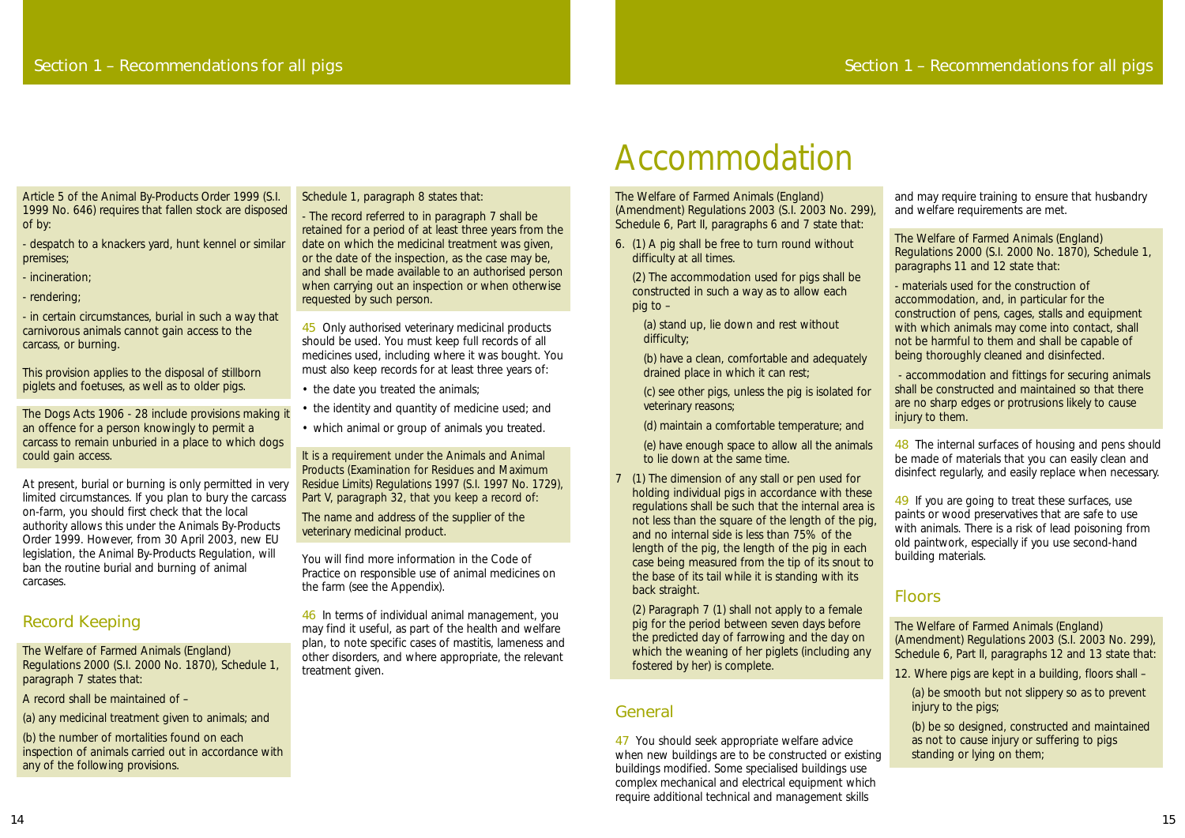Article 5 of the Animal By-Products Order 1999 (S.I. 1999 No. 646) requires that fallen stock are disposed of by:

- despatch to a knackers yard, hunt kennel or similar premises;

- incineration;

- rendering;

- in certain circumstances, burial in such a way that carnivorous animals cannot gain access to the carcass, or burning.

This provision applies to the disposal of stillborn piglets and foetuses, as well as to older pigs.

The Dogs Acts 1906 - 28 include provisions making it an offence for a person knowingly to permit a carcass to remain unburied in a place to which dogs could gain access.

At present, burial or burning is only permitted in very limited circumstances. If you plan to bury the carcass on-farm, you should first check that the local authority allows this under the Animals By-Products Order 1999. However, from 30 April 2003, new EU legislation, the Animal By-Products Regulation, will ban the routine burial and burning of animal carcases.

## Record Keeping

The Welfare of Farmed Animals (England) Regulations 2000 (S.I. 2000 No. 1870), Schedule 1, paragraph 7 states that:

A record shall be maintained of –

(a) any medicinal treatment given to animals; and

(b) the number of mortalities found on each inspection of animals carried out in accordance with any of the following provisions.

Schedule 1, paragraph 8 states that:

- The record referred to in paragraph 7 shall be retained for a period of at least three years from the date on which the medicinal treatment was given, or the date of the inspection, as the case may be, and shall be made available to an authorised person when carrying out an inspection or when otherwise requested by such person.

45 Only authorised veterinary medicinal products should be used. You must keep full records of all medicines used, including where it was bought. You must also keep records for at least three years of:

- the date you treated the animals;
- the identity and quantity of medicine used; and
- which animal or group of animals you treated.

It is a requirement under the Animals and Animal Products (Examination for Residues and Maximum Residue Limits) Regulations 1997 (S.I. 1997 No. 1729), Part V, paragraph 32, that you keep a record of:

The name and address of the supplier of the veterinary medicinal product.

You will find more information in the Code of Practice on responsible use of animal medicines on the farm (see the Appendix).

46 In terms of individual animal management, you may find it useful, as part of the health and welfare plan, to note specific cases of mastitis, lameness and other disorders, and where appropriate, the relevant treatment given.

# Accommodation

The Welfare of Farmed Animals (England) (Amendment) Regulations 2003 (S.I. 2003 No. 299), Schedule 6, Part II, paragraphs 6 and 7 state that:

6. (1) A pig shall be free to turn round without difficulty at all times.

   (2) The accommodation used for pigs shall be constructed in such a way as to allow each pig to –

   (a) stand up, lie down and rest without difficulty;

   (b) have a clean, comfortable and adequately drained place in which it can rest;

   (c) see other pigs, unless the pig is isolated for veterinary reasons;

   (d) maintain a comfortable temperature; and

   (e) have enough space to allow all the animals to lie down at the same time.

7 (1) The dimension of any stall or pen used for holding individual pigs in accordance with these regulations shall be such that the internal area is not less than the square of the length of the pig, and no internal side is less than 75% of the length of the pig, the length of the pig in each case being measured from the tip of its snout to the base of its tail while it is standing with its back straight.

   (2) Paragraph 7 (1) shall not apply to a female pig for the period between seven days before the predicted day of farrowing and the day on which the weaning of her piglets (including any fostered by her) is complete.

## General

47 You should seek appropriate welfare advice when new buildings are to be constructed or existing buildings modified. Some specialised buildings use complex mechanical and electrical equipment which require additional technical and management skills and may require training to ensure that husbandry and welfare requirements are met.

The Welfare of Farmed Animals (England) Regulations 2000 (S.I. 2000 No. 1870), Schedule 1, paragraphs 11 and 12 state that:

- materials used for the construction of accommodation, and, in particular for the construction of pens, cages, stalls and equipment with which animals may come into contact, shall not be harmful to them and shall be capable of being thoroughly cleaned and disinfected.

- accommodation and fittings for securing animals shall be constructed and maintained so that there are no sharp edges or protrusions likely to cause injury to them.

48 The internal surfaces of housing and pens should be made of materials that you can easily clean and disinfect regularly, and easily replace when necessary.

49 If you are going to treat these surfaces, use paints or wood preservatives that are safe to use with animals. There is a risk of lead poisoning from old paintwork, especially if you use second-hand building materials.

## Floors

The Welfare of Farmed Animals (England) (Amendment) Regulations 2003 (S.I. 2003 No. 299), Schedule 6, Part II, paragraphs 12 and 13 state that:

12. Where pigs are kept in a building, floors shall –

   (a) be smooth but not slippery so as to prevent injury to the pigs;

   (b) be so designed, constructed and maintained as not to cause injury or suffering to pigs standing or lying on them;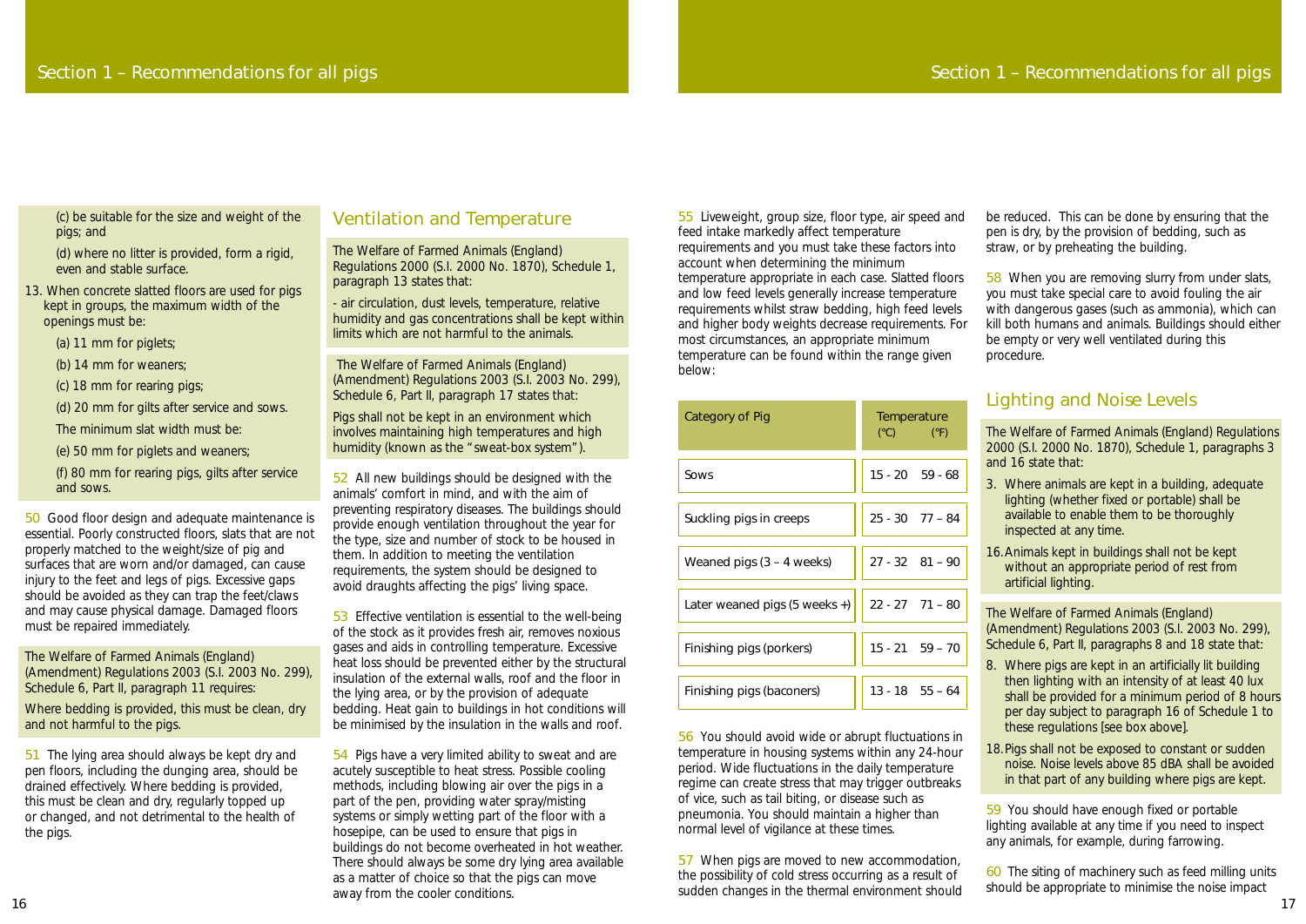(c) be suitable for the size and weight of the pigs; and

(d) where no litter is provided, form a rigid, even and stable surface.

13. When concrete slatted floors are used for pigs kept in groups, the maximum width of the openings must be:

(a) 11 mm for piglets;

(b) 14 mm for weaners;

(c) 18 mm for rearing pigs;

(d) 20 mm for gilts after service and sows.

The minimum slat width must be:

(e) 50 mm for piglets and weaners;

(f) 80 mm for rearing pigs, gilts after service and sows.

50 Good floor design and adequate maintenance is essential. Poorly constructed floors, slats that are not properly matched to the weight/size of pig and surfaces that are worn and/or damaged, can cause injury to the feet and legs of pigs. Excessive gaps should be avoided as they can trap the feet/claws and may cause physical damage. Damaged floors must be repaired immediately.

The Welfare of Farmed Animals (England) (Amendment) Regulations 2003 (S.I. 2003 No. 299), Schedule 6, Part II, paragraph 11 requires:

Where bedding is provided, this must be clean, dry and not harmful to the pigs.

51 The lying area should always be kept dry and pen floors, including the dunging area, should be drained effectively. Where bedding is provided, this must be clean and dry, regularly topped up or changed, and not detrimental to the health of the pigs.

## Ventilation and Temperature

The Welfare of Farmed Animals (England) Regulations 2000 (S.I. 2000 No. 1870), Schedule 1, paragraph 13 states that:

- air circulation, dust levels, temperature, relative humidity and gas concentrations shall be kept within limits which are not harmful to the animals.

The Welfare of Farmed Animals (England) (Amendment) Regulations 2003 (S.I. 2003 No. 299), Schedule 6, Part II, paragraph 17 states that:

Pigs shall not be kept in an environment which involves maintaining high temperatures and high humidity (known as the "sweat-box system").

52 All new buildings should be designed with the animals' comfort in mind, and with the aim of preventing respiratory diseases. The buildings should provide enough ventilation throughout the year for the type, size and number of stock to be housed in them. In addition to meeting the ventilation requirements, the system should be designed to avoid draughts affecting the pigs' living space.

53 Effective ventilation is essential to the well-being of the stock as it provides fresh air, removes noxious gases and aids in controlling temperature. Excessive heat loss should be prevented either by the structural insulation of the external walls, roof and the floor in the lying area, or by the provision of adequate bedding. Heat gain to buildings in hot conditions will be minimised by the insulation in the walls and roof.

54 Pigs have a very limited ability to sweat and are acutely susceptible to heat stress. Possible cooling methods, including blowing air over the pigs in a part of the pen, providing water spray/misting systems or simply wetting part of the floor with a hosepipe, can be used to ensure that pigs in buildings do not become overheated in hot weather. There should always be some dry lying area available as a matter of choice so that the pigs can move away from the cooler conditions.

55 Liveweight, group size, floor type, air speed and feed intake markedly affect temperature requirements and you must take these factors into account when determining the minimum temperature appropriate in each case. Slatted floors and low feed levels generally increase temperature requirements whilst straw bedding, high feed levels and higher body weights decrease requirements. For most circumstances, an appropriate minimum temperature can be found within the range given below:

| Category of Pig | Temperature (°C) | (°F) |
|---|---|---|
| Sows | 15 - 20 | 59 - 68 |
| Suckling pigs in creeps | 25 - 30 | 77 – 84 |
| Weaned pigs (3 – 4 weeks) | 27 - 32 | 81 – 90 |
| Later weaned pigs (5 weeks +) | 22 - 27 | 71 – 80 |
| Finishing pigs (porkers) | 15 - 21 | 59 – 70 |
| Finishing pigs (baconers) | 13 - 18 | 55 – 64 |

56 You should avoid wide or abrupt fluctuations in temperature in housing systems within any 24-hour period. Wide fluctuations in the daily temperature regime can create stress that may trigger outbreaks of vice, such as tail biting, or disease such as pneumonia. You should maintain a higher than normal level of vigilance at these times.

57 When pigs are moved to new accommodation, the possibility of cold stress occurring as a result of sudden changes in the thermal environment should be reduced. This can be done by ensuring that the pen is dry, by the provision of bedding, such as straw, or by preheating the building.

58 When you are removing slurry from under slats, you must take special care to avoid fouling the air with dangerous gases (such as ammonia), which can kill both humans and animals. Buildings should either be empty or very well ventilated during this procedure.

## Lighting and Noise Levels

The Welfare of Farmed Animals (England) Regulations 2000 (S.I. 2000 No. 1870), Schedule 1, paragraphs 3 and 16 state that:

3. Where animals are kept in a building, adequate lighting (whether fixed or portable) shall be available to enable them to be thoroughly inspected at any time.

16. Animals kept in buildings shall not be kept without an appropriate period of rest from artificial lighting.

The Welfare of Farmed Animals (England) (Amendment) Regulations 2003 (S.I. 2003 No. 299), Schedule 6, Part II, paragraphs 8 and 18 state that:

8. Where pigs are kept in an artificially lit building then lighting with an intensity of at least 40 lux shall be provided for a minimum period of 8 hours per day subject to paragraph 16 of Schedule 1 to these regulations [see box above].

18. Pigs shall not be exposed to constant or sudden noise. Noise levels above 85 dBA shall be avoided in that part of any building where pigs are kept.

59 You should have enough fixed or portable lighting available at any time if you need to inspect any animals, for example, during farrowing.

60 The siting of machinery such as feed milling units should be appropriate to minimise the noise impact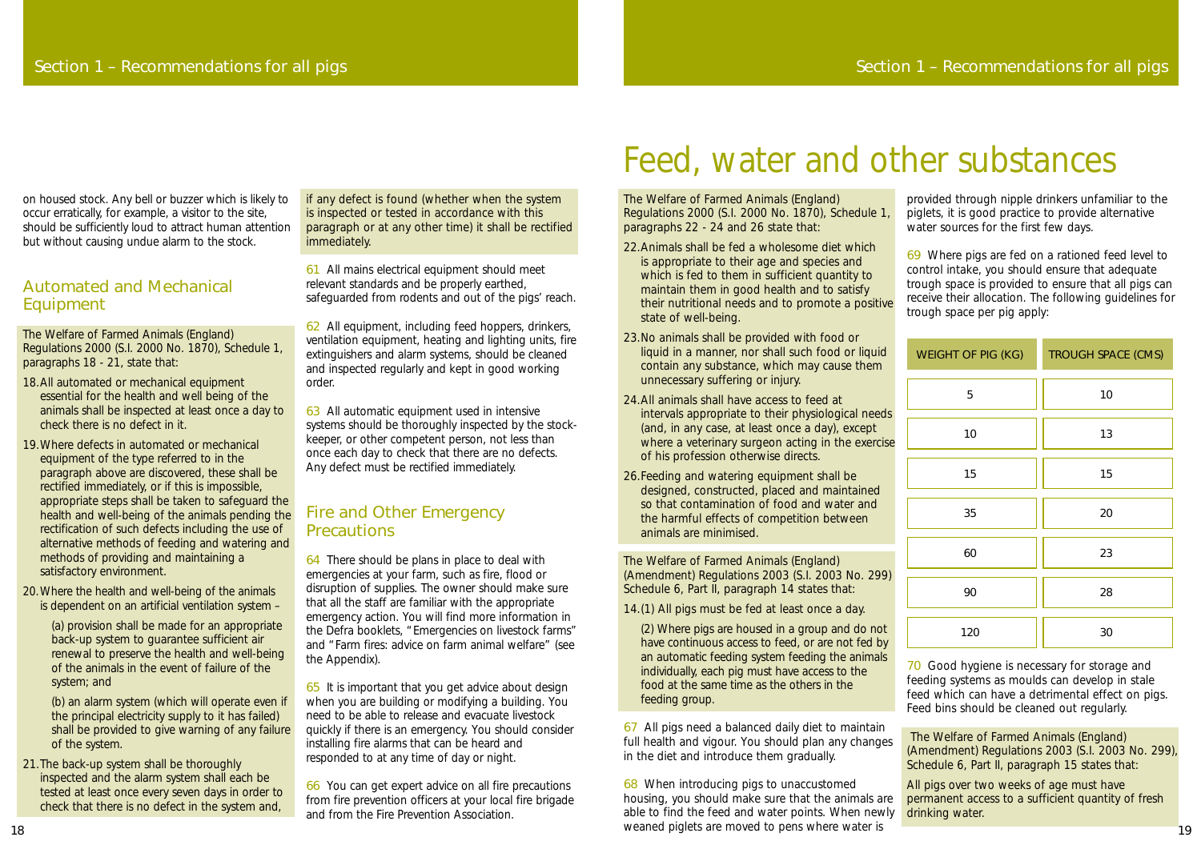on housed stock. Any bell or buzzer which is likely to occur erratically, for example, a visitor to the site, should be sufficiently loud to attract human attention but without causing undue alarm to the stock.

## Automated and Mechanical Equipment

The Welfare of Farmed Animals (England) Regulations 2000 (S.I. 2000 No. 1870), Schedule 1, paragraphs 18 - 21, state that:

18. All automated or mechanical equipment essential for the health and well being of the animals shall be inspected at least once a day to check there is no defect in it.

19. Where defects in automated or mechanical equipment of the type referred to in the paragraph above are discovered, these shall be rectified immediately, or if this is impossible, appropriate steps shall be taken to safeguard the health and well-being of the animals pending the rectification of such defects including the use of alternative methods of feeding and watering and methods of providing and maintaining a satisfactory environment.

20. Where the health and well-being of the animals is dependent on an artificial ventilation system –

    (a) provision shall be made for an appropriate back-up system to guarantee sufficient air renewal to preserve the health and well-being of the animals in the event of failure of the system; and

    (b) an alarm system (which will operate even if the principal electricity supply to it has failed) shall be provided to give warning of any failure of the system.

21. The back-up system shall be thoroughly inspected and the alarm system shall each be tested at least once every seven days in order to check that there is no defect in the system and, if any defect is found (whether when the system is inspected or tested in accordance with this paragraph or at any other time) it shall be rectified immediately.

61 All mains electrical equipment should meet relevant standards and be properly earthed, safeguarded from rodents and out of the pigs' reach.

62 All equipment, including feed hoppers, drinkers, ventilation equipment, heating and lighting units, fire extinguishers and alarm systems, should be cleaned and inspected regularly and kept in good working order.

63 All automatic equipment used in intensive systems should be thoroughly inspected by the stock-keeper, or other competent person, not less than once each day to check that there are no defects. Any defect must be rectified immediately.

## Fire and Other Emergency Precautions

64 There should be plans in place to deal with emergencies at your farm, such as fire, flood or disruption of supplies. The owner should make sure that all the staff are familiar with the appropriate emergency action. You will find more information in the Defra booklets, "Emergencies on livestock farms" and "Farm fires: advice on farm animal welfare" (see the Appendix).

65 It is important that you get advice about design when you are building or modifying a building. You need to be able to release and evacuate livestock quickly if there is an emergency. You should consider installing fire alarms that can be heard and responded to at any time of day or night.

66 You can get expert advice on all fire precautions from fire prevention officers at your local fire brigade and from the Fire Prevention Association.

# Feed, water and other substances

The Welfare of Farmed Animals (England) Regulations 2000 (S.I. 2000 No. 1870), Schedule 1, paragraphs 22 - 24 and 26 state that:

22. Animals shall be fed a wholesome diet which is appropriate to their age and species and which is fed to them in sufficient quantity to maintain them in good health and to satisfy their nutritional needs and to promote a positive state of well-being.

23. No animals shall be provided with food or liquid in a manner, nor shall such food or liquid contain any substance, which may cause them unnecessary suffering or injury.

24. All animals shall have access to feed at intervals appropriate to their physiological needs (and, in any case, at least once a day), except where a veterinary surgeon acting in the exercise of his profession otherwise directs.

26. Feeding and watering equipment shall be designed, constructed, placed and maintained so that contamination of food and water and the harmful effects of competition between animals are minimised.

The Welfare of Farmed Animals (England) (Amendment) Regulations 2003 (S.I. 2003 No. 299) Schedule 6, Part II, paragraph 14 states that:

14.(1) All pigs must be fed at least once a day.

(2) Where pigs are housed in a group and do not have continuous access to feed, or are not fed by an automatic feeding system feeding the animals individually, each pig must have access to the food at the same time as the others in the feeding group.

67 All pigs need a balanced daily diet to maintain full health and vigour. You should plan any changes in the diet and introduce them gradually.

68 When introducing pigs to unaccustomed housing, you should make sure that the animals are able to find the feed and water points. When newly weaned piglets are moved to pens where water is provided through nipple drinkers unfamiliar to the piglets, it is good practice to provide alternative water sources for the first few days.

69 Where pigs are fed on a rationed feed level to control intake, you should ensure that adequate trough space is provided to ensure that all pigs can receive their allocation. The following guidelines for trough space per pig apply:

| WEIGHT OF PIG (KG) | TROUGH SPACE (CMS) |
|---|---|
| 5 | 10 |
| 10 | 13 |
| 15 | 15 |
| 35 | 20 |
| 60 | 23 |
| 90 | 28 |
| 120 | 30 |

70 Good hygiene is necessary for storage and feeding systems as moulds can develop in stale feed which can have a detrimental effect on pigs. Feed bins should be cleaned out regularly.

The Welfare of Farmed Animals (England) (Amendment) Regulations 2003 (S.I. 2003 No. 299), Schedule 6, Part II, paragraph 15 states that:

All pigs over two weeks of age must have permanent access to a sufficient quantity of fresh drinking water.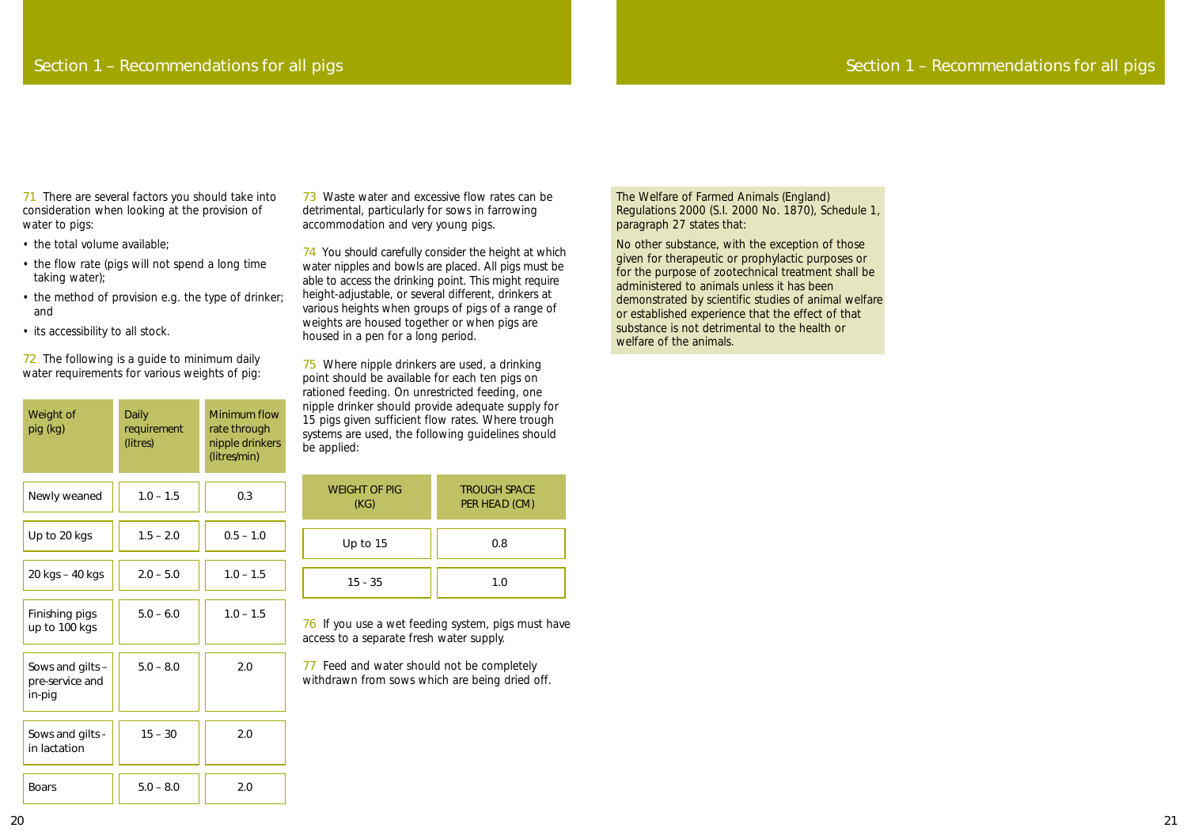71 There are several factors you should take into consideration when looking at the provision of water to pigs:

- the total volume available;
- the flow rate (pigs will not spend a long time taking water);
- the method of provision e.g. the type of drinker; and
- its accessibility to all stock.

72 The following is a guide to minimum daily water requirements for various weights of pig:

| Weight of pig (kg) | Daily requirement (litres) | Minimum flow rate through nipple drinkers (litres/min) |
|---|---|---|
| Newly weaned | 1.0 – 1.5 | 0.3 |
| Up to 20 kgs | 1.5 – 2.0 | 0.5 – 1.0 |
| 20 kgs – 40 kgs | 2.0 – 5.0 | 1.0 – 1.5 |
| Finishing pigs up to 100 kgs | 5.0 – 6.0 | 1.0 – 1.5 |
| Sows and gilts – pre-service and in-pig | 5.0 – 8.0 | 2.0 |
| Sows and gilts - in lactation | 15 – 30 | 2.0 |
| Boars | 5.0 – 8.0 | 2.0 |

73 Waste water and excessive flow rates can be detrimental, particularly for sows in farrowing accommodation and very young pigs.

74 You should carefully consider the height at which water nipples and bowls are placed. All pigs must be able to access the drinking point. This might require height-adjustable, or several different, drinkers at various heights when groups of pigs of a range of weights are housed together or when pigs are housed in a pen for a long period.

75 Where nipple drinkers are used, a drinking point should be available for each ten pigs on rationed feeding. On unrestricted feeding, one nipple drinker should provide adequate supply for 15 pigs given sufficient flow rates. Where trough systems are used, the following guidelines should be applied:

| WEIGHT OF PIG (KG) | TROUGH SPACE PER HEAD (CM) |
|---|---|
| Up to 15 | 0.8 |
| 15 - 35 | 1.0 |

76 If you use a wet feeding system, pigs must have access to a separate fresh water supply.

77 Feed and water should not be completely withdrawn from sows which are being dried off.

The Welfare of Farmed Animals (England) Regulations 2000 (S.I. 2000 No. 1870), Schedule 1, paragraph 27 states that:

No other substance, with the exception of those given for therapeutic or prophylactic purposes or for the purpose of zootechnical treatment shall be administered to animals unless it has been demonstrated by scientific studies of animal welfare or established experience that the effect of that substance is not detrimental to the health or welfare of the animals.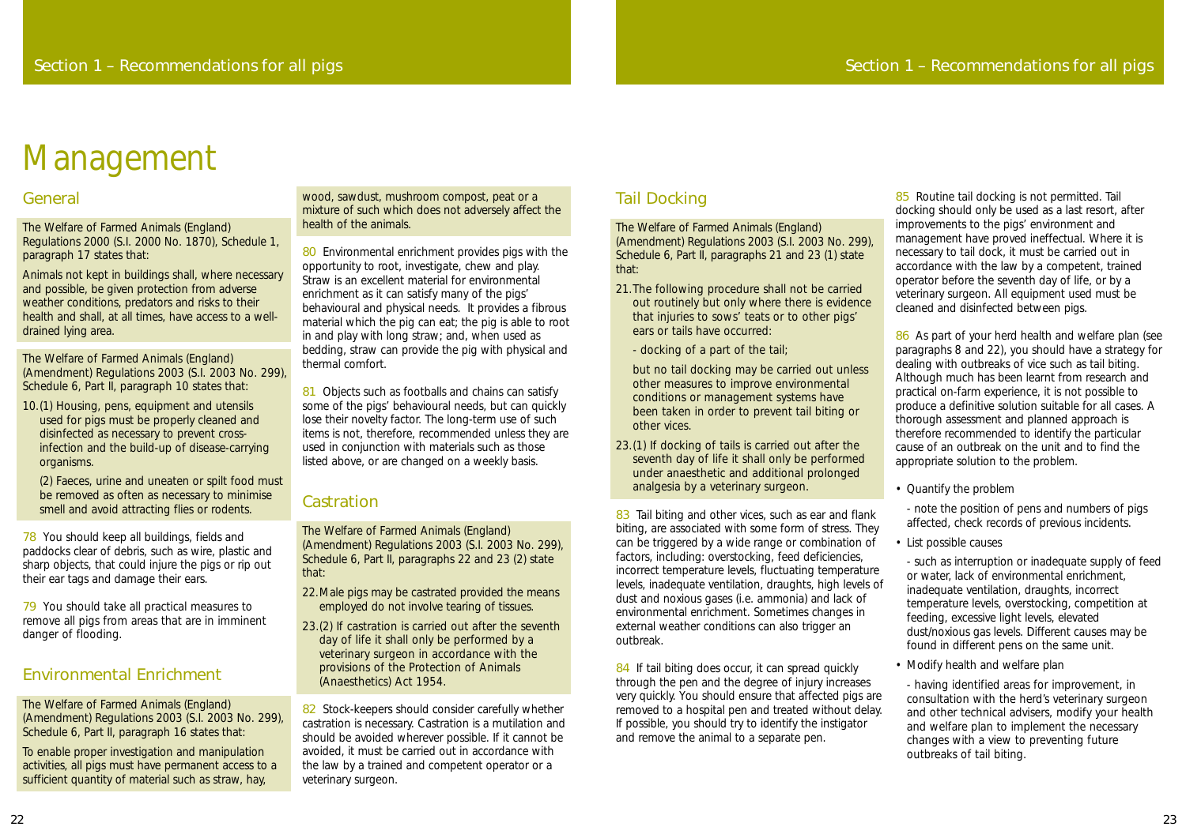# Management

## General

The Welfare of Farmed Animals (England) Regulations 2000 (S.I. 2000 No. 1870), Schedule 1, paragraph 17 states that:

Animals not kept in buildings shall, where necessary and possible, be given protection from adverse weather conditions, predators and risks to their health and shall, at all times, have access to a well-drained lying area.

The Welfare of Farmed Animals (England) (Amendment) Regulations 2003 (S.I. 2003 No. 299), Schedule 6, Part II, paragraph 10 states that:

10.(1) Housing, pens, equipment and utensils used for pigs must be properly cleaned and disinfected as necessary to prevent cross-infection and the build-up of disease-carrying organisms.

(2) Faeces, urine and uneaten or spilt food must be removed as often as necessary to minimise smell and avoid attracting flies or rodents.

78 You should keep all buildings, fields and paddocks clear of debris, such as wire, plastic and sharp objects, that could injure the pigs or rip out their ear tags and damage their ears.

79 You should take all practical measures to remove all pigs from areas that are in imminent danger of flooding.

## Environmental Enrichment

The Welfare of Farmed Animals (England) (Amendment) Regulations 2003 (S.I. 2003 No. 299), Schedule 6, Part II, paragraph 16 states that:

To enable proper investigation and manipulation activities, all pigs must have permanent access to a sufficient quantity of material such as straw, hay, wood, sawdust, mushroom compost, peat or a mixture of such which does not adversely affect the health of the animals.

80 Environmental enrichment provides pigs with the opportunity to root, investigate, chew and play. Straw is an excellent material for environmental enrichment as it can satisfy many of the pigs' behavioural and physical needs. It provides a fibrous material which the pig can eat; the pig is able to root in and play with long straw; and, when used as bedding, straw can provide the pig with physical and thermal comfort.

81 Objects such as footballs and chains can satisfy some of the pigs' behavioural needs, but can quickly lose their novelty factor. The long-term use of such items is not, therefore, recommended unless they are used in conjunction with materials such as those listed above, or are changed on a weekly basis.

## Castration

The Welfare of Farmed Animals (England) (Amendment) Regulations 2003 (S.I. 2003 No. 299), Schedule 6, Part II, paragraphs 22 and 23 (2) state that:

22. Male pigs may be castrated provided the means employed do not involve tearing of tissues.

23.(2) If castration is carried out after the seventh day of life it shall only be performed by a veterinary surgeon in accordance with the provisions of the Protection of Animals (Anaesthetics) Act 1954.

82 Stock-keepers should consider carefully whether castration is necessary. Castration is a mutilation and should be avoided wherever possible. If it cannot be avoided, it must be carried out in accordance with the law by a trained and competent operator or a veterinary surgeon.

## Tail Docking

The Welfare of Farmed Animals (England) (Amendment) Regulations 2003 (S.I. 2003 No. 299), Schedule 6, Part II, paragraphs 21 and 23 (1) state that:

21. The following procedure shall not be carried out routinely but only where there is evidence that injuries to sows' teats or to other pigs' ears or tails have occurred:

- docking of a part of the tail;

but no tail docking may be carried out unless other measures to improve environmental conditions or management systems have been taken in order to prevent tail biting or other vices.

23.(1) If docking of tails is carried out after the seventh day of life it shall only be performed under anaesthetic and additional prolonged analgesia by a veterinary surgeon.

83 Tail biting and other vices, such as ear and flank biting, are associated with some form of stress. They can be triggered by a wide range or combination of factors, including: overstocking, feed deficiencies, incorrect temperature levels, fluctuating temperature levels, inadequate ventilation, draughts, high levels of dust and noxious gases (i.e. ammonia) and lack of environmental enrichment. Sometimes changes in external weather conditions can also trigger an outbreak.

84 If tail biting does occur, it can spread quickly through the pen and the degree of injury increases very quickly. You should ensure that affected pigs are removed to a hospital pen and treated without delay. If possible, you should try to identify the instigator and remove the animal to a separate pen.

85 Routine tail docking is not permitted. Tail docking should only be used as a last resort, after improvements to the pigs' environment and management have proved ineffectual. Where it is necessary to tail dock, it must be carried out in accordance with the law by a competent, trained operator before the seventh day of life, or by a veterinary surgeon. All equipment used must be cleaned and disinfected between pigs.

86 As part of your herd health and welfare plan (see paragraphs 8 and 22), you should have a strategy for dealing with outbreaks of vice such as tail biting. Although much has been learnt from research and practical on-farm experience, it is not possible to produce a definitive solution suitable for all cases. A thorough assessment and planned approach is therefore recommended to identify the particular cause of an outbreak on the unit and to find the appropriate solution to the problem.

- Quantify the problem

  - note the position of pens and numbers of pigs affected, check records of previous incidents.

- List possible causes

  - such as interruption or inadequate supply of feed or water, lack of environmental enrichment, inadequate ventilation, draughts, incorrect temperature levels, overstocking, competition at feeding, excessive light levels, elevated dust/noxious gas levels. Different causes may be found in different pens on the same unit.

- Modify health and welfare plan

  - having identified areas for improvement, in consultation with the herd's veterinary surgeon and other technical advisers, modify your health and welfare plan to implement the necessary changes with a view to preventing future outbreaks of tail biting.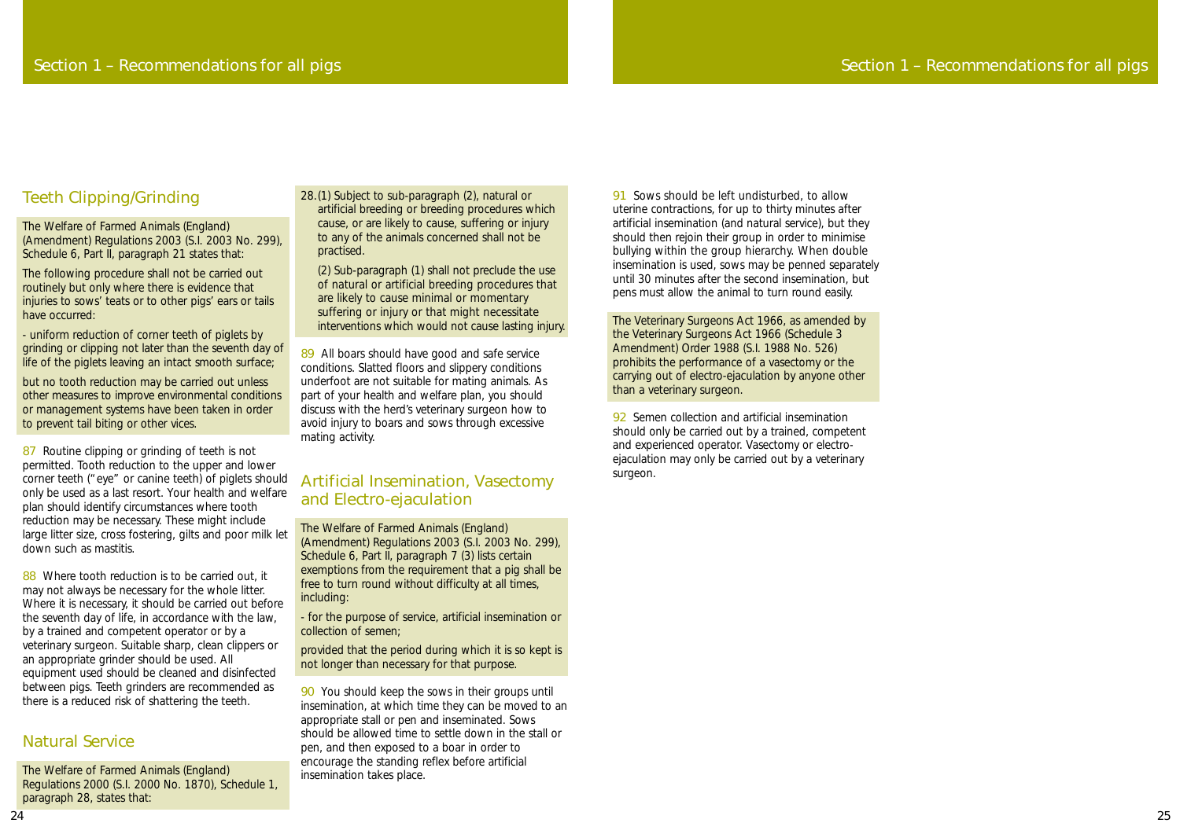## Teeth Clipping/Grinding

The Welfare of Farmed Animals (England) (Amendment) Regulations 2003 (S.I. 2003 No. 299), Schedule 6, Part II, paragraph 21 states that:

The following procedure shall not be carried out routinely but only where there is evidence that injuries to sows' teats or to other pigs' ears or tails have occurred:

- uniform reduction of corner teeth of piglets by grinding or clipping not later than the seventh day of life of the piglets leaving an intact smooth surface;

but no tooth reduction may be carried out unless other measures to improve environmental conditions or management systems have been taken in order to prevent tail biting or other vices.

87 Routine clipping or grinding of teeth is not permitted. Tooth reduction to the upper and lower corner teeth ("eye" or canine teeth) of piglets should only be used as a last resort. Your health and welfare plan should identify circumstances where tooth reduction may be necessary. These might include large litter size, cross fostering, gilts and poor milk let down such as mastitis.

88 Where tooth reduction is to be carried out, it may not always be necessary for the whole litter. Where it is necessary, it should be carried out before the seventh day of life, in accordance with the law, by a trained and competent operator or by a veterinary surgeon. Suitable sharp, clean clippers or an appropriate grinder should be used. All equipment used should be cleaned and disinfected between pigs. Teeth grinders are recommended as there is a reduced risk of shattering the teeth.

## Natural Service

The Welfare of Farmed Animals (England) Regulations 2000 (S.I. 2000 No. 1870), Schedule 1, paragraph 28, states that:

28.(1) Subject to sub-paragraph (2), natural or artificial breeding or breeding procedures which cause, or are likely to cause, suffering or injury to any of the animals concerned shall not be practised.

(2) Sub-paragraph (1) shall not preclude the use of natural or artificial breeding procedures that are likely to cause minimal or momentary suffering or injury or that might necessitate interventions which would not cause lasting injury.

89 All boars should have good and safe service conditions. Slatted floors and slippery conditions underfoot are not suitable for mating animals. As part of your health and welfare plan, you should discuss with the herd's veterinary surgeon how to avoid injury to boars and sows through excessive mating activity.

## Artificial Insemination, Vasectomy and Electro-ejaculation

The Welfare of Farmed Animals (England) (Amendment) Regulations 2003 (S.I. 2003 No. 299), Schedule 6, Part II, paragraph 7 (3) lists certain exemptions from the requirement that a pig shall be free to turn round without difficulty at all times, including:

- for the purpose of service, artificial insemination or collection of semen;

provided that the period during which it is so kept is not longer than necessary for that purpose.

90 You should keep the sows in their groups until insemination, at which time they can be moved to an appropriate stall or pen and inseminated. Sows should be allowed time to settle down in the stall or pen, and then exposed to a boar in order to encourage the standing reflex before artificial insemination takes place.

91 Sows should be left undisturbed, to allow uterine contractions, for up to thirty minutes after artificial insemination (and natural service), but they should then rejoin their group in order to minimise bullying within the group hierarchy. When double insemination is used, sows may be penned separately until 30 minutes after the second insemination, but pens must allow the animal to turn round easily.

The Veterinary Surgeons Act 1966, as amended by the Veterinary Surgeons Act 1966 (Schedule 3 Amendment) Order 1988 (S.I. 1988 No. 526) prohibits the performance of a vasectomy or the carrying out of electro-ejaculation by anyone other than a veterinary surgeon.

92 Semen collection and artificial insemination should only be carried out by a trained, competent and experienced operator. Vasectomy or electro-ejaculation may only be carried out by a veterinary surgeon.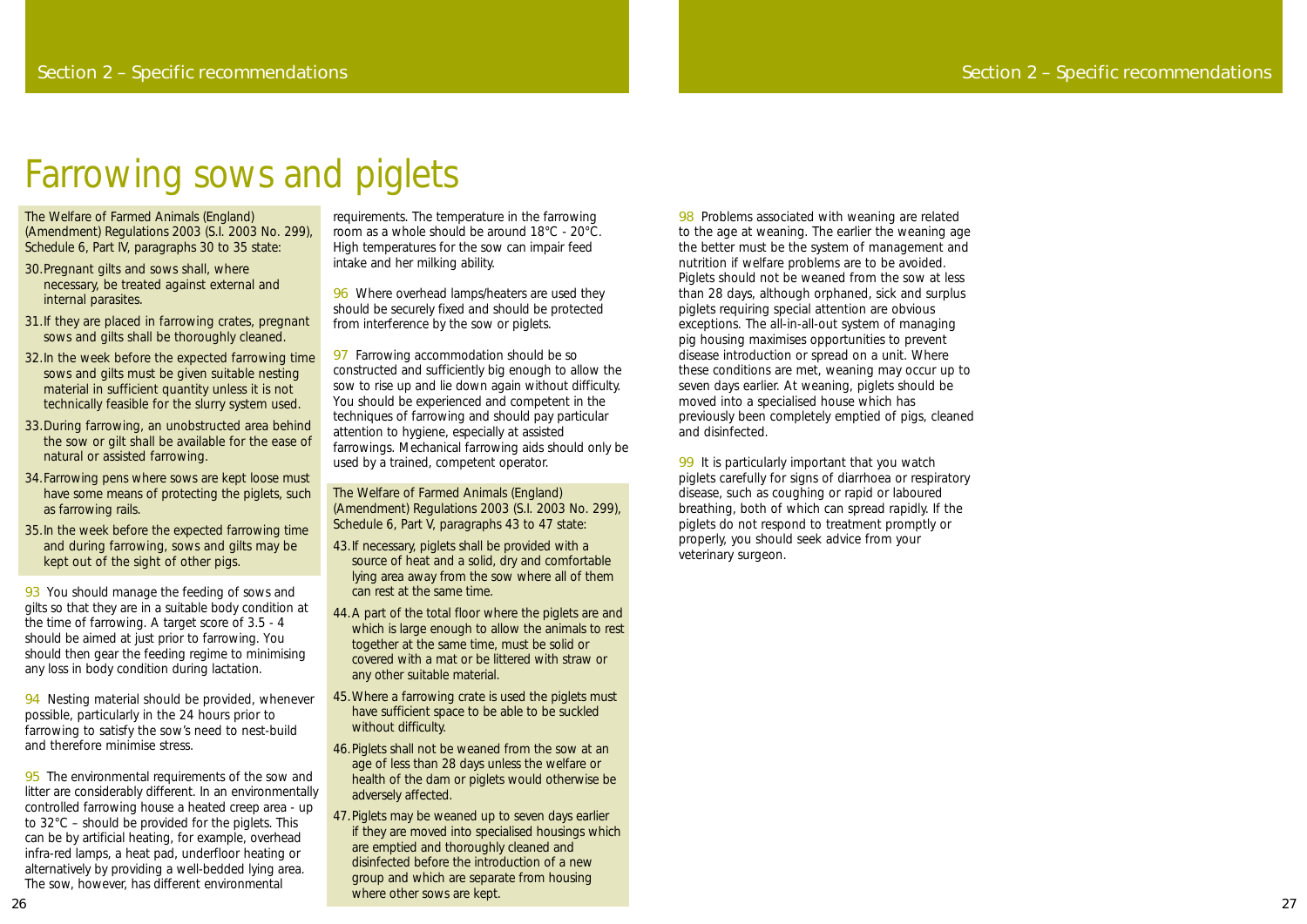# Farrowing sows and piglets

The Welfare of Farmed Animals (England) (Amendment) Regulations 2003 (S.I. 2003 No. 299), Schedule 6, Part IV, paragraphs 30 to 35 state:

30. Pregnant gilts and sows shall, where necessary, be treated against external and internal parasites.
31. If they are placed in farrowing crates, pregnant sows and gilts shall be thoroughly cleaned.
32. In the week before the expected farrowing time sows and gilts must be given suitable nesting material in sufficient quantity unless it is not technically feasible for the slurry system used.
33. During farrowing, an unobstructed area behind the sow or gilt shall be available for the ease of natural or assisted farrowing.
34. Farrowing pens where sows are kept loose must have some means of protecting the piglets, such as farrowing rails.
35. In the week before the expected farrowing time and during farrowing, sows and gilts may be kept out of the sight of other pigs.

93 You should manage the feeding of sows and gilts so that they are in a suitable body condition at the time of farrowing. A target score of 3.5 - 4 should be aimed at just prior to farrowing. You should then gear the feeding regime to minimising any loss in body condition during lactation.

94 Nesting material should be provided, whenever possible, particularly in the 24 hours prior to farrowing to satisfy the sow's need to nest-build and therefore minimise stress.

95 The environmental requirements of the sow and litter are considerably different. In an environmentally controlled farrowing house a heated creep area - up to 32°C – should be provided for the piglets. This can be by artificial heating, for example, overhead infra-red lamps, a heat pad, underfloor heating or alternatively by providing a well-bedded lying area. The sow, however, has different environmental requirements. The temperature in the farrowing room as a whole should be around 18°C - 20°C. High temperatures for the sow can impair feed intake and her milking ability.

96 Where overhead lamps/heaters are used they should be securely fixed and should be protected from interference by the sow or piglets.

97 Farrowing accommodation should be so constructed and sufficiently big enough to allow the sow to rise up and lie down again without difficulty. You should be experienced and competent in the techniques of farrowing and should pay particular attention to hygiene, especially at assisted farrowings. Mechanical farrowing aids should only be used by a trained, competent operator.

The Welfare of Farmed Animals (England) (Amendment) Regulations 2003 (S.I. 2003 No. 299), Schedule 6, Part V, paragraphs 43 to 47 state:

43. If necessary, piglets shall be provided with a source of heat and a solid, dry and comfortable lying area away from the sow where all of them can rest at the same time.
44. A part of the total floor where the piglets are and which is large enough to allow the animals to rest together at the same time, must be solid or covered with a mat or be littered with straw or any other suitable material.
45. Where a farrowing crate is used the piglets must have sufficient space to be able to be suckled without difficulty.
46. Piglets shall not be weaned from the sow at an age of less than 28 days unless the welfare or health of the dam or piglets would otherwise be adversely affected.
47. Piglets may be weaned up to seven days earlier if they are moved into specialised housings which are emptied and thoroughly cleaned and disinfected before the introduction of a new group and which are separate from housing where other sows are kept.

98 Problems associated with weaning are related to the age at weaning. The earlier the weaning age the better must be the system of management and nutrition if welfare problems are to be avoided. Piglets should not be weaned from the sow at less than 28 days, although orphaned, sick and surplus piglets requiring special attention are obvious exceptions. The all-in-all-out system of managing pig housing maximises opportunities to prevent disease introduction or spread on a unit. Where these conditions are met, weaning may occur up to seven days earlier. At weaning, piglets should be moved into a specialised house which has previously been completely emptied of pigs, cleaned and disinfected.

99 It is particularly important that you watch piglets carefully for signs of diarrhoea or respiratory disease, such as coughing or rapid or laboured breathing, both of which can spread rapidly. If the piglets do not respond to treatment promptly or properly, you should seek advice from your veterinary surgeon.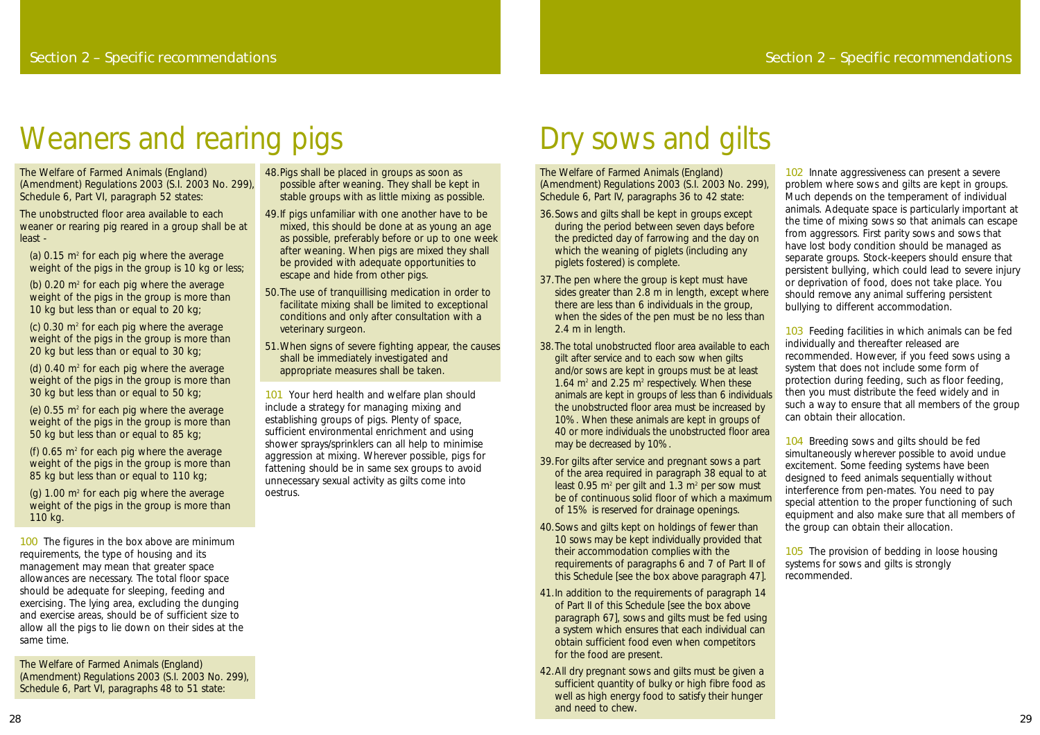# Weaners and rearing pigs

The Welfare of Farmed Animals (England) (Amendment) Regulations 2003 (S.I. 2003 No. 299), Schedule 6, Part VI, paragraph 52 states:

The unobstructed floor area available to each weaner or rearing pig reared in a group shall be at least -

(a) 0.15 $m^2$ for each pig where the average weight of the pigs in the group is 10 kg or less;

(b) 0.20 $m^2$ for each pig where the average weight of the pigs in the group is more than 10 kg but less than or equal to 20 kg;

(c) 0.30 $m^2$ for each pig where the average weight of the pigs in the group is more than 20 kg but less than or equal to 30 kg;

(d) 0.40 $m^2$ for each pig where the average weight of the pigs in the group is more than 30 kg but less than or equal to 50 kg;

(e) 0.55 $m^2$ for each pig where the average weight of the pigs in the group is more than 50 kg but less than or equal to 85 kg;

(f) 0.65 $m^2$ for each pig where the average weight of the pigs in the group is more than 85 kg but less than or equal to 110 kg;

(g) 1.00 $m^2$ for each pig where the average weight of the pigs in the group is more than 110 kg.

100 The figures in the box above are minimum requirements, the type of housing and its management may mean that greater space allowances are necessary. The total floor space should be adequate for sleeping, feeding and exercising. The lying area, excluding the dunging and exercise areas, should be of sufficient size to allow all the pigs to lie down on their sides at the same time.

The Welfare of Farmed Animals (England) (Amendment) Regulations 2003 (S.I. 2003 No. 299), Schedule 6, Part VI, paragraphs 48 to 51 state:

48. Pigs shall be placed in groups as soon as possible after weaning. They shall be kept in stable groups with as little mixing as possible.

49. If pigs unfamiliar with one another have to be mixed, this should be done at as young an age as possible, preferably before or up to one week after weaning. When pigs are mixed they shall be provided with adequate opportunities to escape and hide from other pigs.

50. The use of tranquillising medication in order to facilitate mixing shall be limited to exceptional conditions and only after consultation with a veterinary surgeon.

51. When signs of severe fighting appear, the causes shall be immediately investigated and appropriate measures shall be taken.

101 Your herd health and welfare plan should include a strategy for managing mixing and establishing groups of pigs. Plenty of space, sufficient environmental enrichment and using shower sprays/sprinklers can all help to minimise aggression at mixing. Wherever possible, pigs for fattening should be in same sex groups to avoid unnecessary sexual activity as gilts come into oestrus.

# Dry sows and gilts

The Welfare of Farmed Animals (England) (Amendment) Regulations 2003 (S.I. 2003 No. 299), Schedule 6, Part IV, paragraphs 36 to 42 state:

36. Sows and gilts shall be kept in groups except during the period between seven days before the predicted day of farrowing and the day on which the weaning of piglets (including any piglets fostered) is complete.

37. The pen where the group is kept must have sides greater than 2.8 m in length, except where there are less than 6 individuals in the group, when the sides of the pen must be no less than 2.4 m in length.

38. The total unobstructed floor area available to each gilt after service and to each sow when gilts and/or sows are kept in groups must be at least 1.64 $m^2$ and 2.25 $m^2$ respectively. When these animals are kept in groups of less than 6 individuals the unobstructed floor area must be increased by 10%. When these animals are kept in groups of 40 or more individuals the unobstructed floor area may be decreased by 10%.

39. For gilts after service and pregnant sows a part of the area required in paragraph 38 equal to at least 0.95 $m^2$ per gilt and 1.3 $m^2$ per sow must be of continuous solid floor of which a maximum of 15% is reserved for drainage openings.

40. Sows and gilts kept on holdings of fewer than 10 sows may be kept individually provided that their accommodation complies with the requirements of paragraphs 6 and 7 of Part II of this Schedule [see the box above paragraph 47].

41. In addition to the requirements of paragraph 14 of Part II of this Schedule [see the box above paragraph 67], sows and gilts must be fed using a system which ensures that each individual can obtain sufficient food even when competitors for the food are present.

42. All dry pregnant sows and gilts must be given a sufficient quantity of bulky or high fibre food as well as high energy food to satisfy their hunger and need to chew.

102 Innate aggressiveness can present a severe problem where sows and gilts are kept in groups. Much depends on the temperament of individual animals. Adequate space is particularly important at the time of mixing sows so that animals can escape from aggressors. First parity sows and sows that have lost body condition should be managed as separate groups. Stock-keepers should ensure that persistent bullying, which could lead to severe injury or deprivation of food, does not take place. You should remove any animal suffering persistent bullying to different accommodation.

103 Feeding facilities in which animals can be fed individually and thereafter released are recommended. However, if you feed sows using a system that does not include some form of protection during feeding, such as floor feeding, then you must distribute the feed widely and in such a way to ensure that all members of the group can obtain their allocation.

104 Breeding sows and gilts should be fed simultaneously wherever possible to avoid undue excitement. Some feeding systems have been designed to feed animals sequentially without interference from pen-mates. You need to pay special attention to the proper functioning of such equipment and also make sure that all members of the group can obtain their allocation.

105 The provision of bedding in loose housing systems for sows and gilts is strongly recommended.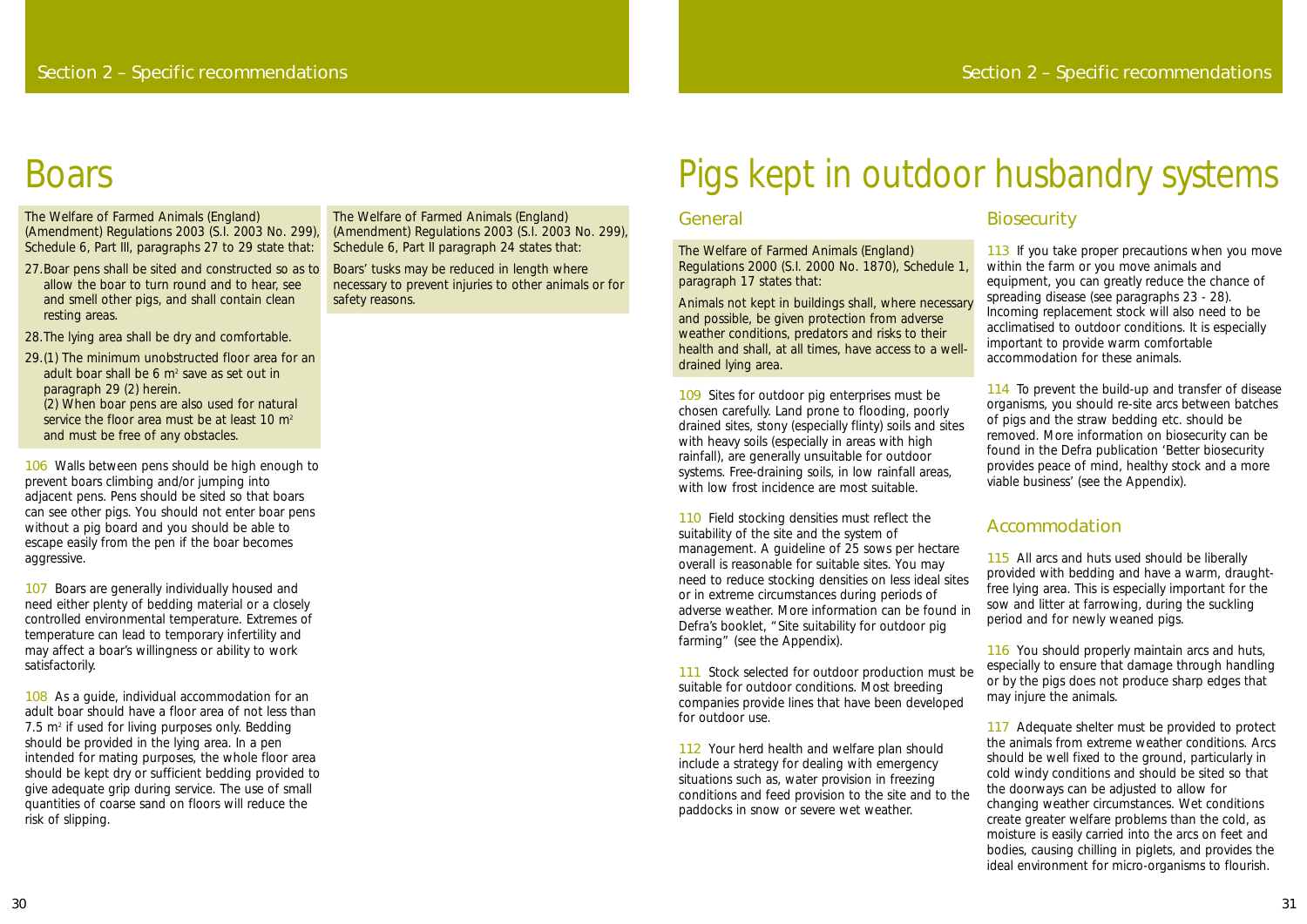# Boars

The Welfare of Farmed Animals (England) (Amendment) Regulations 2003 (S.I. 2003 No. 299), Schedule 6, Part III, paragraphs 27 to 29 state that:

27. Boar pens shall be sited and constructed so as to allow the boar to turn round and to hear, see and smell other pigs, and shall contain clean resting areas.

28. The lying area shall be dry and comfortable.

29. (1) The minimum unobstructed floor area for an adult boar shall be 6 m² save as set out in paragraph 29 (2) herein.
(2) When boar pens are also used for natural service the floor area must be at least 10 m² and must be free of any obstacles.

The Welfare of Farmed Animals (England) (Amendment) Regulations 2003 (S.I. 2003 No. 299), Schedule 6, Part II paragraph 24 states that:

Boars' tusks may be reduced in length where necessary to prevent injuries to other animals or for safety reasons.

106 Walls between pens should be high enough to prevent boars climbing and/or jumping into adjacent pens. Pens should be sited so that boars can see other pigs. You should not enter boar pens without a pig board and you should be able to escape easily from the pen if the boar becomes aggressive.

107 Boars are generally individually housed and need either plenty of bedding material or a closely controlled environmental temperature. Extremes of temperature can lead to temporary infertility and may affect a boar's willingness or ability to work satisfactorily.

108 As a guide, individual accommodation for an adult boar should have a floor area of not less than 7.5 m² if used for living purposes only. Bedding should be provided in the lying area. In a pen intended for mating purposes, the whole floor area should be kept dry or sufficient bedding provided to give adequate grip during service. The use of small quantities of coarse sand on floors will reduce the risk of slipping.

# Pigs kept in outdoor husbandry systems

## General

The Welfare of Farmed Animals (England) Regulations 2000 (S.I. 2000 No. 1870), Schedule 1, paragraph 17 states that:

Animals not kept in buildings shall, where necessary and possible, be given protection from adverse weather conditions, predators and risks to their health and shall, at all times, have access to a well-drained lying area.

109 Sites for outdoor pig enterprises must be chosen carefully. Land prone to flooding, poorly drained sites, stony (especially flinty) soils and sites with heavy soils (especially in areas with high rainfall), are generally unsuitable for outdoor systems. Free-draining soils, in low rainfall areas, with low frost incidence are most suitable.

110 Field stocking densities must reflect the suitability of the site and the system of management. A guideline of 25 sows per hectare overall is reasonable for suitable sites. You may need to reduce stocking densities on less ideal sites or in extreme circumstances during periods of adverse weather. More information can be found in Defra's booklet, "Site suitability for outdoor pig farming" (see the Appendix).

111 Stock selected for outdoor production must be suitable for outdoor conditions. Most breeding companies provide lines that have been developed for outdoor use.

112 Your herd health and welfare plan should include a strategy for dealing with emergency situations such as, water provision in freezing conditions and feed provision to the site and to the paddocks in snow or severe wet weather.

## Biosecurity

113 If you take proper precautions when you move within the farm or you move animals and equipment, you can greatly reduce the chance of spreading disease (see paragraphs 23 - 28). Incoming replacement stock will also need to be acclimatised to outdoor conditions. It is especially important to provide warm comfortable accommodation for these animals.

114 To prevent the build-up and transfer of disease organisms, you should re-site arcs between batches of pigs and the straw bedding etc. should be removed. More information on biosecurity can be found in the Defra publication 'Better biosecurity provides peace of mind, healthy stock and a more viable business' (see the Appendix).

## Accommodation

115 All arcs and huts used should be liberally provided with bedding and have a warm, draught-free lying area. This is especially important for the sow and litter at farrowing, during the suckling period and for newly weaned pigs.

116 You should properly maintain arcs and huts, especially to ensure that damage through handling or by the pigs does not produce sharp edges that may injure the animals.

117 Adequate shelter must be provided to protect the animals from extreme weather conditions. Arcs should be well fixed to the ground, particularly in cold windy conditions and should be sited so that the doorways can be adjusted to allow for changing weather circumstances. Wet conditions create greater welfare problems than the cold, as moisture is easily carried into the arcs on feet and bodies, causing chilling in piglets, and provides the ideal environment for micro-organisms to flourish.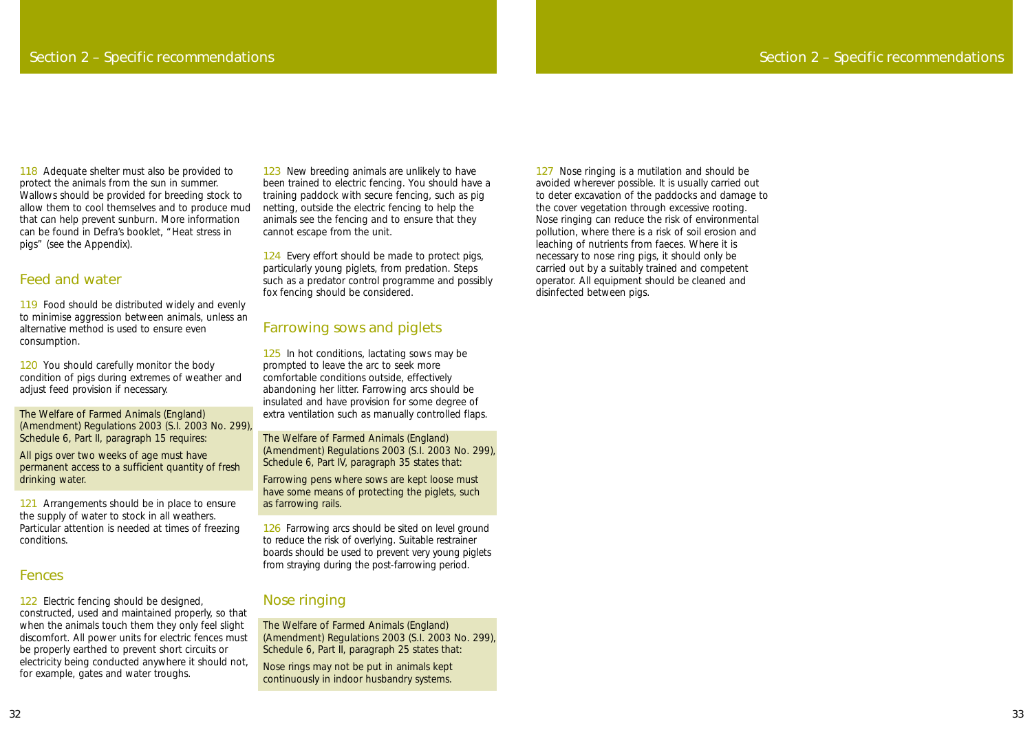118 Adequate shelter must also be provided to protect the animals from the sun in summer. Wallows should be provided for breeding stock to allow them to cool themselves and to produce mud that can help prevent sunburn. More information can be found in Defra's booklet, "Heat stress in pigs" (see the Appendix).

## Feed and water

119 Food should be distributed widely and evenly to minimise aggression between animals, unless an alternative method is used to ensure even consumption.

120 You should carefully monitor the body condition of pigs during extremes of weather and adjust feed provision if necessary.

> The Welfare of Farmed Animals (England) (Amendment) Regulations 2003 (S.I. 2003 No. 299), Schedule 6, Part II, paragraph 15 requires:
>
> All pigs over two weeks of age must have permanent access to a sufficient quantity of fresh drinking water.

121 Arrangements should be in place to ensure the supply of water to stock in all weathers. Particular attention is needed at times of freezing conditions.

## Fences

122 Electric fencing should be designed, constructed, used and maintained properly, so that when the animals touch them they only feel slight discomfort. All power units for electric fences must be properly earthed to prevent short circuits or electricity being conducted anywhere it should not, for example, gates and water troughs.

123 New breeding animals are unlikely to have been trained to electric fencing. You should have a training paddock with secure fencing, such as pig netting, outside the electric fencing to help the animals see the fencing and to ensure that they cannot escape from the unit.

124 Every effort should be made to protect pigs, particularly young piglets, from predation. Steps such as a predator control programme and possibly fox fencing should be considered.

## Farrowing sows and piglets

125 In hot conditions, lactating sows may be prompted to leave the arc to seek more comfortable conditions outside, effectively abandoning her litter. Farrowing arcs should be insulated and have provision for some degree of extra ventilation such as manually controlled flaps.

> The Welfare of Farmed Animals (England) (Amendment) Regulations 2003 (S.I. 2003 No. 299), Schedule 6, Part IV, paragraph 35 states that:
>
> Farrowing pens where sows are kept loose must have some means of protecting the piglets, such as farrowing rails.

126 Farrowing arcs should be sited on level ground to reduce the risk of overlying. Suitable restrainer boards should be used to prevent very young piglets from straying during the post-farrowing period.

## Nose ringing

> The Welfare of Farmed Animals (England) (Amendment) Regulations 2003 (S.I. 2003 No. 299), Schedule 6, Part II, paragraph 25 states that:
>
> Nose rings may not be put in animals kept continuously in indoor husbandry systems.

127 Nose ringing is a mutilation and should be avoided wherever possible. It is usually carried out to deter excavation of the paddocks and damage to the cover vegetation through excessive rooting. Nose ringing can reduce the risk of environmental pollution, where there is a risk of soil erosion and leaching of nutrients from faeces. Where it is necessary to nose ring pigs, it should only be carried out by a suitably trained and competent operator. All equipment should be cleaned and disinfected between pigs.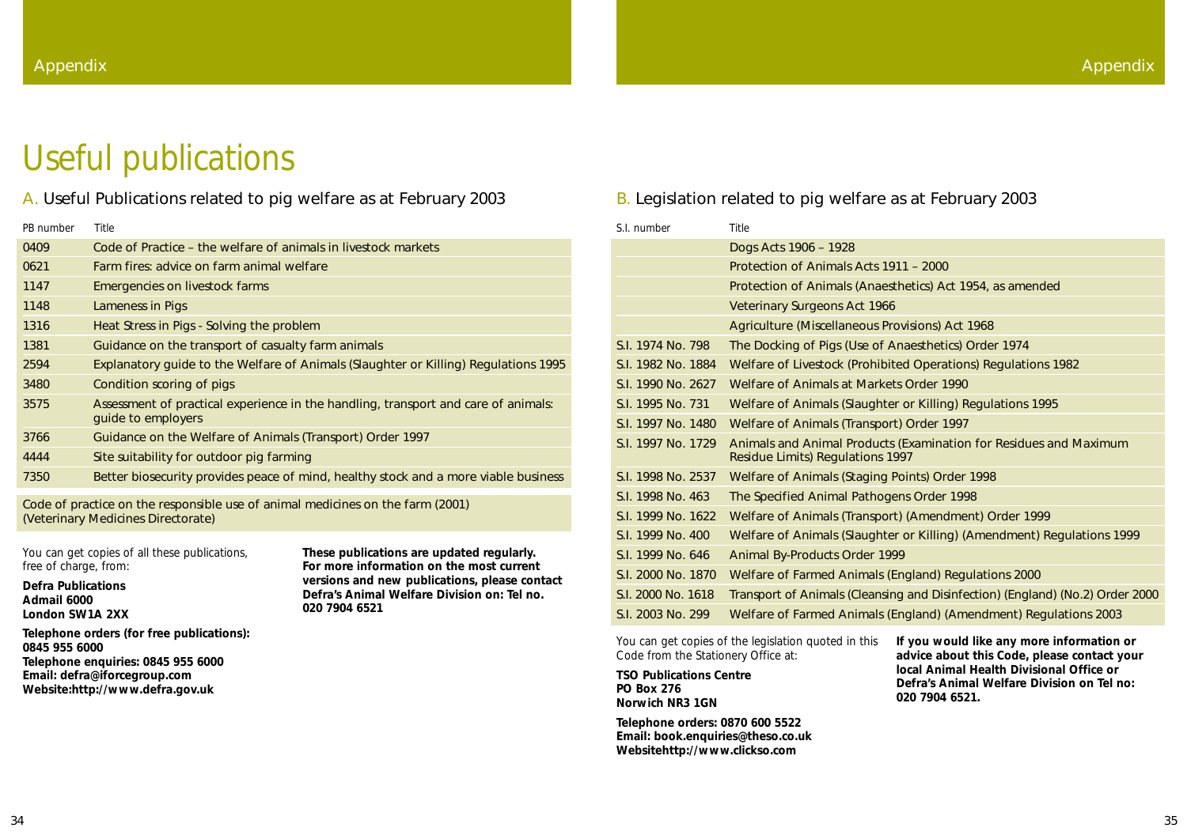# Useful publications

## A. Useful Publications related to pig welfare as at February 2003

| PB number | Title |
|---|---|
| 0409 | Code of Practice – the welfare of animals in livestock markets |
| 0621 | Farm fires: advice on farm animal welfare |
| 1147 | Emergencies on livestock farms |
| 1148 | Lameness in Pigs |
| 1316 | Heat Stress in Pigs - Solving the problem |
| 1381 | Guidance on the transport of casualty farm animals |
| 2594 | Explanatory guide to the Welfare of Animals (Slaughter or Killing) Regulations 1995 |
| 3480 | Condition scoring of pigs |
| 3575 | Assessment of practical experience in the handling, transport and care of animals: guide to employers |
| 3766 | Guidance on the Welfare of Animals (Transport) Order 1997 |
| 4444 | Site suitability for outdoor pig farming |
| 7350 | Better biosecurity provides peace of mind, healthy stock and a more viable business |

Code of practice on the responsible use of animal medicines on the farm (2001) (Veterinary Medicines Directorate)

You can get copies of all these publications, free of charge, from:

**Defra Publications**
**Admail 6000**
**London SW1A 2XX**

**Telephone orders (for free publications): 0845 955 6000**
**Telephone enquiries: 0845 955 6000**
**Email: defra@iforcegroup.com**
**Website:http://www.defra.gov.uk**

**These publications are updated regularly. For more information on the most current versions and new publications, please contact Defra's Animal Welfare Division on: Tel no. 020 7904 6521**

## B. Legislation related to pig welfare as at February 2003

| S.I. number | Title |
|---|---|
| | Dogs Acts 1906 – 1928 |
| | Protection of Animals Acts 1911 – 2000 |
| | Protection of Animals (Anaesthetics) Act 1954, as amended |
| | Veterinary Surgeons Act 1966 |
| | Agriculture (Miscellaneous Provisions) Act 1968 |
| S.I. 1974 No. 798 | The Docking of Pigs (Use of Anaesthetics) Order 1974 |
| S.I. 1982 No. 1884 | Welfare of Livestock (Prohibited Operations) Regulations 1982 |
| S.I. 1990 No. 2627 | Welfare of Animals at Markets Order 1990 |
| S.I. 1995 No. 731 | Welfare of Animals (Slaughter or Killing) Regulations 1995 |
| S.I. 1997 No. 1480 | Welfare of Animals (Transport) Order 1997 |
| S.I. 1997 No. 1729 | Animals and Animal Products (Examination for Residues and Maximum Residue Limits) Regulations 1997 |
| S.I. 1998 No. 2537 | Welfare of Animals (Staging Points) Order 1998 |
| S.I. 1998 No. 463 | The Specified Animal Pathogens Order 1998 |
| S.I. 1999 No. 1622 | Welfare of Animals (Transport) (Amendment) Order 1999 |
| S.I. 1999 No. 400 | Welfare of Animals (Slaughter or Killing) (Amendment) Regulations 1999 |
| S.I. 1999 No. 646 | Animal By-Products Order 1999 |
| S.I. 2000 No. 1870 | Welfare of Farmed Animals (England) Regulations 2000 |
| S.I. 2000 No. 1618 | Transport of Animals (Cleansing and Disinfection) (England) (No.2) Order 2000 |
| S.I. 2003 No. 299 | Welfare of Farmed Animals (England) (Amendment) Regulations 2003 |

You can get copies of the legislation quoted in this Code from the Stationery Office at:

**TSO Publications Centre**
**PO Box 276**
**Norwich NR3 1GN**

**Telephone orders: 0870 600 5522**
**Email: book.enquiries@theso.co.uk**
**Websitehttp://www.clickso.com**

**If you would like any more information or advice about this Code, please contact your local Animal Health Divisional Office or Defra's Animal Welfare Division on Tel no: 020 7904 6521.**